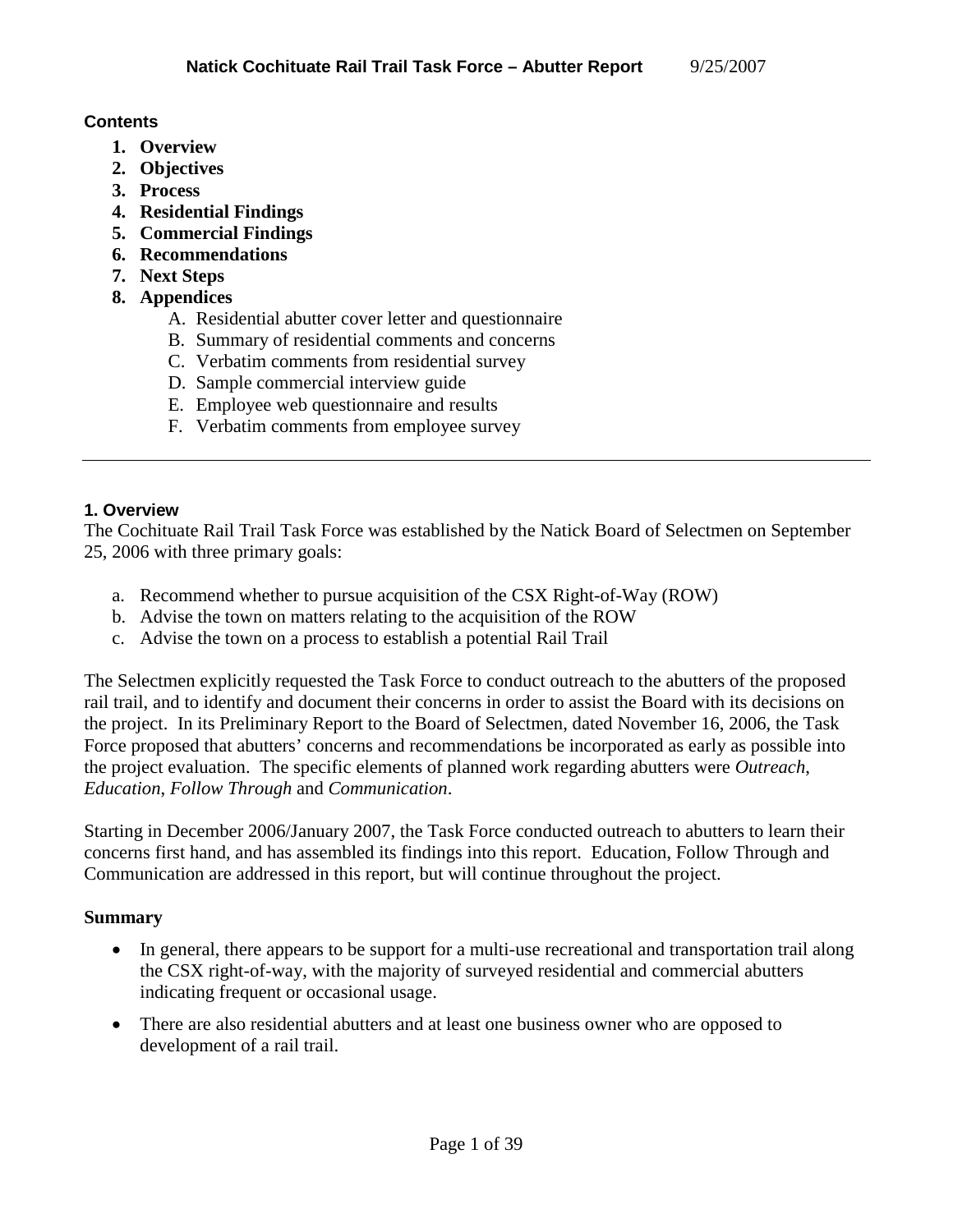# Natick Cochituate Rail Trail Task Force – Abutter Report 9/25/2007

**Contents**

1. **Overview**
2. **Objectives**
3. **Process**
4. **Residential Findings**
5. **Commercial Findings**
6. **Recommendations**
7. **Next Steps**
8. **Appendices**
   - A. Residential abutter cover letter and questionnaire
   - B. Summary of residential comments and concerns
   - C. Verbatim comments from residential survey
   - D. Sample commercial interview guide
   - E. Employee web questionnaire and results
   - F. Verbatim comments from employee survey

---

## 1. Overview

The Cochituate Rail Trail Task Force was established by the Natick Board of Selectmen on September 25, 2006 with three primary goals:

- a. Recommend whether to pursue acquisition of the CSX Right-of-Way (ROW)
- b. Advise the town on matters relating to the acquisition of the ROW
- c. Advise the town on a process to establish a potential Rail Trail

The Selectmen explicitly requested the Task Force to conduct outreach to the abutters of the proposed rail trail, and to identify and document their concerns in order to assist the Board with its decisions on the project. In its Preliminary Report to the Board of Selectmen, dated November 16, 2006, the Task Force proposed that abutters' concerns and recommendations be incorporated as early as possible into the project evaluation. The specific elements of planned work regarding abutters were *Outreach*, *Education*, *Follow Through* and *Communication*.

Starting in December 2006/January 2007, the Task Force conducted outreach to abutters to learn their concerns first hand, and has assembled its findings into this report. Education, Follow Through and Communication are addressed in this report, but will continue throughout the project.

### Summary

- In general, there appears to be support for a multi-use recreational and transportation trail along the CSX right-of-way, with the majority of surveyed residential and commercial abutters indicating frequent or occasional usage.
- There are also residential abutters and at least one business owner who are opposed to development of a rail trail.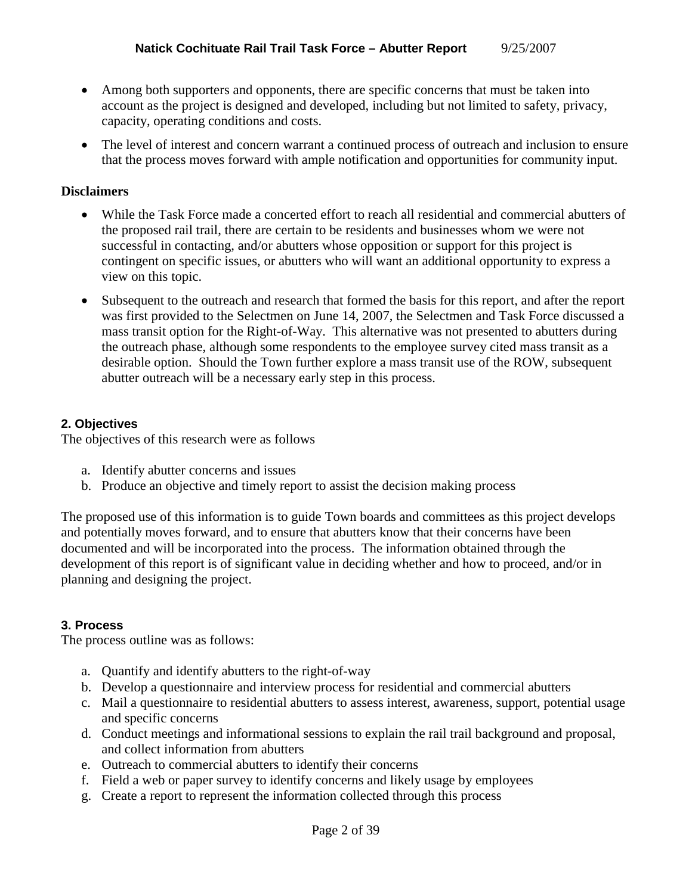- Among both supporters and opponents, there are specific concerns that must be taken into account as the project is designed and developed, including but not limited to safety, privacy, capacity, operating conditions and costs.
- The level of interest and concern warrant a continued process of outreach and inclusion to ensure that the process moves forward with ample notification and opportunities for community input.

**Disclaimers**

- While the Task Force made a concerted effort to reach all residential and commercial abutters of the proposed rail trail, there are certain to be residents and businesses whom we were not successful in contacting, and/or abutters whose opposition or support for this project is contingent on specific issues, or abutters who will want an additional opportunity to express a view on this topic.
- Subsequent to the outreach and research that formed the basis for this report, and after the report was first provided to the Selectmen on June 14, 2007, the Selectmen and Task Force discussed a mass transit option for the Right-of-Way. This alternative was not presented to abutters during the outreach phase, although some respondents to the employee survey cited mass transit as a desirable option. Should the Town further explore a mass transit use of the ROW, subsequent abutter outreach will be a necessary early step in this process.

## 2. Objectives

The objectives of this research were as follows

a. Identify abutter concerns and issues
b. Produce an objective and timely report to assist the decision making process

The proposed use of this information is to guide Town boards and committees as this project develops and potentially moves forward, and to ensure that abutters know that their concerns have been documented and will be incorporated into the process. The information obtained through the development of this report is of significant value in deciding whether and how to proceed, and/or in planning and designing the project.

## 3. Process

The process outline was as follows:

a. Quantify and identify abutters to the right-of-way
b. Develop a questionnaire and interview process for residential and commercial abutters
c. Mail a questionnaire to residential abutters to assess interest, awareness, support, potential usage and specific concerns
d. Conduct meetings and informational sessions to explain the rail trail background and proposal, and collect information from abutters
e. Outreach to commercial abutters to identify their concerns
f. Field a web or paper survey to identify concerns and likely usage by employees
g. Create a report to represent the information collected through this process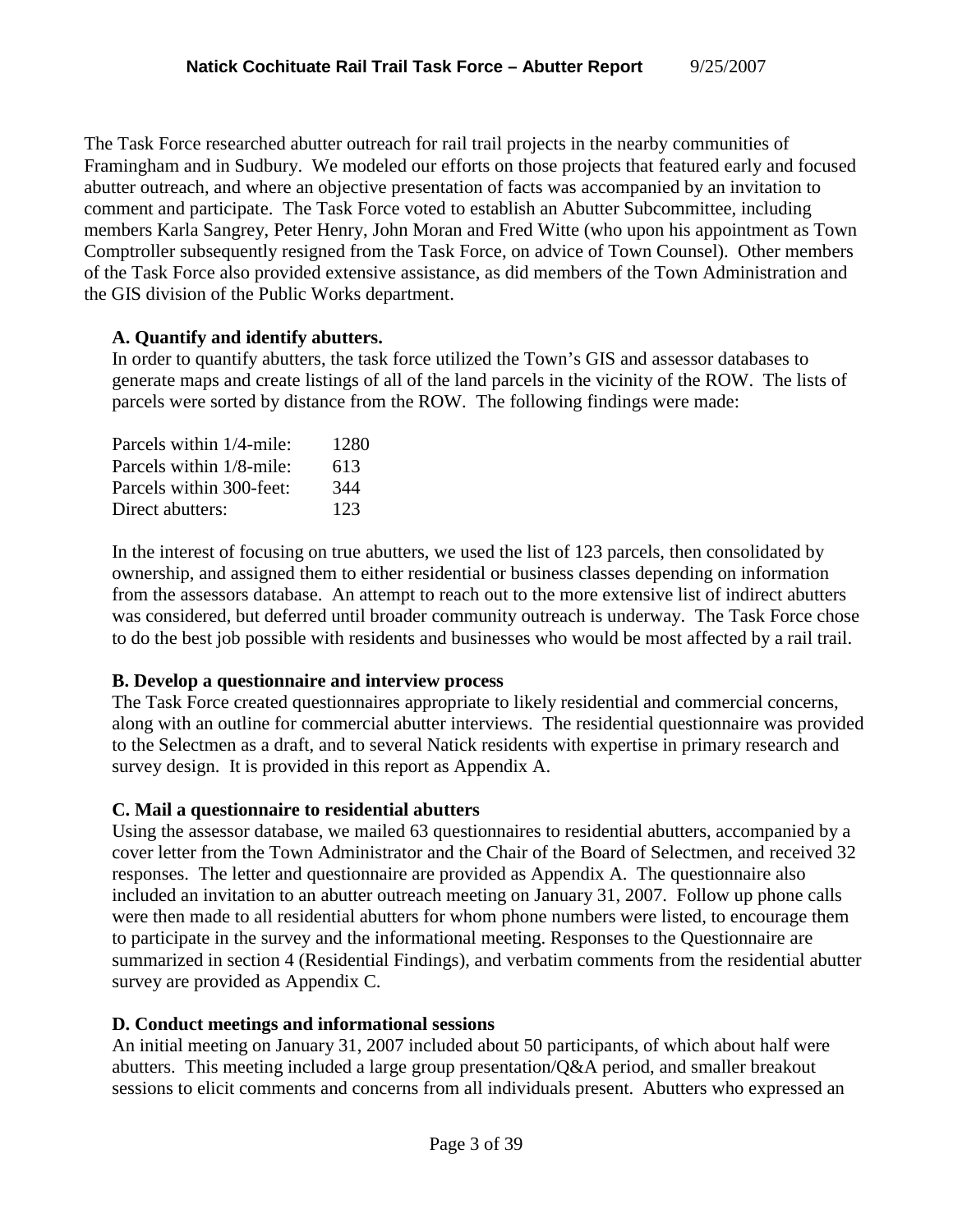The Task Force researched abutter outreach for rail trail projects in the nearby communities of Framingham and in Sudbury. We modeled our efforts on those projects that featured early and focused abutter outreach, and where an objective presentation of facts was accompanied by an invitation to comment and participate. The Task Force voted to establish an Abutter Subcommittee, including members Karla Sangrey, Peter Henry, John Moran and Fred Witte (who upon his appointment as Town Comptroller subsequently resigned from the Task Force, on advice of Town Counsel). Other members of the Task Force also provided extensive assistance, as did members of the Town Administration and the GIS division of the Public Works department.

**A. Quantify and identify abutters.**

In order to quantify abutters, the task force utilized the Town's GIS and assessor databases to generate maps and create listings of all of the land parcels in the vicinity of the ROW. The lists of parcels were sorted by distance from the ROW. The following findings were made:

| | |
|---|---|
| Parcels within 1/4-mile: | 1280 |
| Parcels within 1/8-mile: | 613 |
| Parcels within 300-feet: | 344 |
| Direct abutters: | 123 |

In the interest of focusing on true abutters, we used the list of 123 parcels, then consolidated by ownership, and assigned them to either residential or business classes depending on information from the assessors database. An attempt to reach out to the more extensive list of indirect abutters was considered, but deferred until broader community outreach is underway. The Task Force chose to do the best job possible with residents and businesses who would be most affected by a rail trail.

**B. Develop a questionnaire and interview process**

The Task Force created questionnaires appropriate to likely residential and commercial concerns, along with an outline for commercial abutter interviews. The residential questionnaire was provided to the Selectmen as a draft, and to several Natick residents with expertise in primary research and survey design. It is provided in this report as Appendix A.

**C. Mail a questionnaire to residential abutters**

Using the assessor database, we mailed 63 questionnaires to residential abutters, accompanied by a cover letter from the Town Administrator and the Chair of the Board of Selectmen, and received 32 responses. The letter and questionnaire are provided as Appendix A. The questionnaire also included an invitation to an abutter outreach meeting on January 31, 2007. Follow up phone calls were then made to all residential abutters for whom phone numbers were listed, to encourage them to participate in the survey and the informational meeting. Responses to the Questionnaire are summarized in section 4 (Residential Findings), and verbatim comments from the residential abutter survey are provided as Appendix C.

**D. Conduct meetings and informational sessions**

An initial meeting on January 31, 2007 included about 50 participants, of which about half were abutters. This meeting included a large group presentation/Q&A period, and smaller breakout sessions to elicit comments and concerns from all individuals present. Abutters who expressed an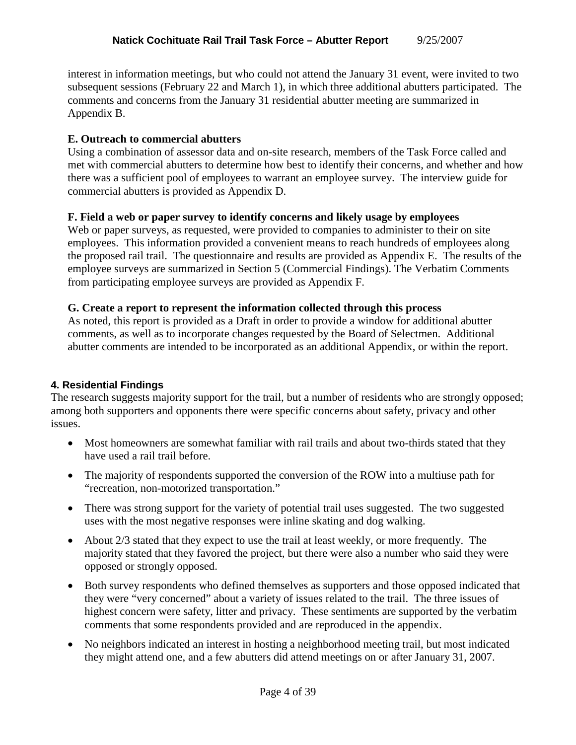interest in information meetings, but who could not attend the January 31 event, were invited to two subsequent sessions (February 22 and March 1), in which three additional abutters participated. The comments and concerns from the January 31 residential abutter meeting are summarized in Appendix B.

**E. Outreach to commercial abutters**

Using a combination of assessor data and on-site research, members of the Task Force called and met with commercial abutters to determine how best to identify their concerns, and whether and how there was a sufficient pool of employees to warrant an employee survey. The interview guide for commercial abutters is provided as Appendix D.

**F. Field a web or paper survey to identify concerns and likely usage by employees**

Web or paper surveys, as requested, were provided to companies to administer to their on site employees. This information provided a convenient means to reach hundreds of employees along the proposed rail trail. The questionnaire and results are provided as Appendix E. The results of the employee surveys are summarized in Section 5 (Commercial Findings). The Verbatim Comments from participating employee surveys are provided as Appendix F.

**G. Create a report to represent the information collected through this process**

As noted, this report is provided as a Draft in order to provide a window for additional abutter comments, as well as to incorporate changes requested by the Board of Selectmen. Additional abutter comments are intended to be incorporated as an additional Appendix, or within the report.

## 4. Residential Findings

The research suggests majority support for the trail, but a number of residents who are strongly opposed; among both supporters and opponents there were specific concerns about safety, privacy and other issues.

- Most homeowners are somewhat familiar with rail trails and about two-thirds stated that they have used a rail trail before.
- The majority of respondents supported the conversion of the ROW into a multiuse path for "recreation, non-motorized transportation."
- There was strong support for the variety of potential trail uses suggested. The two suggested uses with the most negative responses were inline skating and dog walking.
- About 2/3 stated that they expect to use the trail at least weekly, or more frequently. The majority stated that they favored the project, but there were also a number who said they were opposed or strongly opposed.
- Both survey respondents who defined themselves as supporters and those opposed indicated that they were "very concerned" about a variety of issues related to the trail. The three issues of highest concern were safety, litter and privacy. These sentiments are supported by the verbatim comments that some respondents provided and are reproduced in the appendix.
- No neighbors indicated an interest in hosting a neighborhood meeting trail, but most indicated they might attend one, and a few abutters did attend meetings on or after January 31, 2007.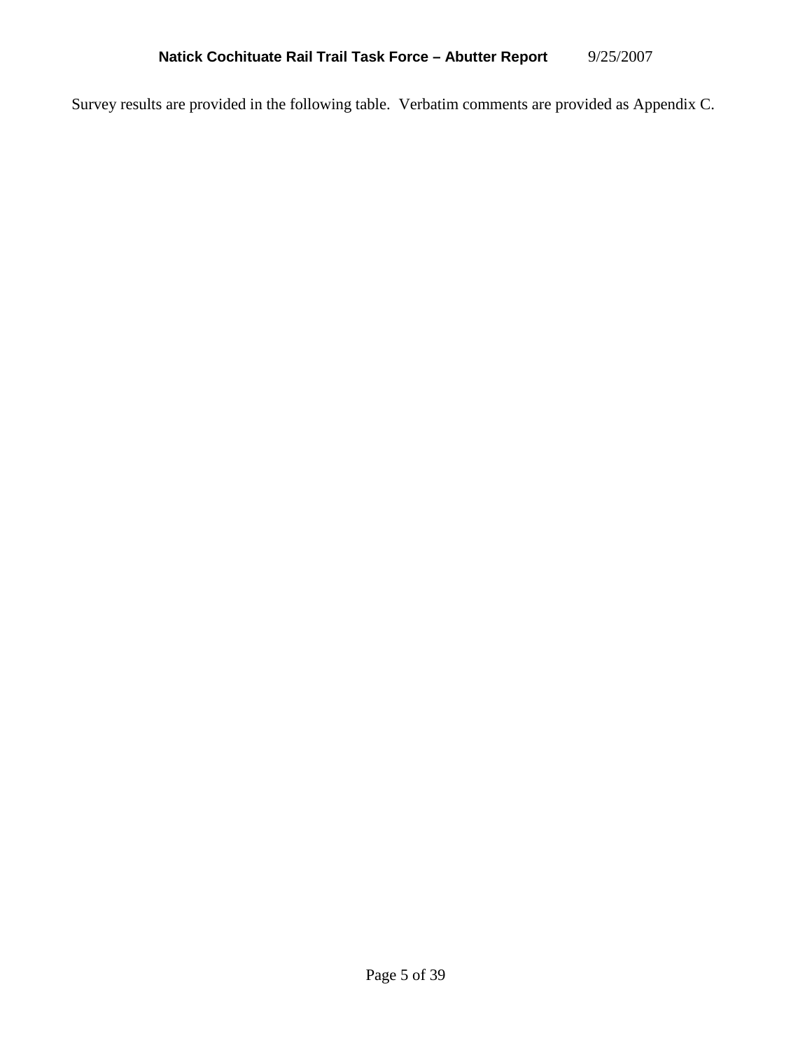Survey results are provided in the following table. Verbatim comments are provided as Appendix C.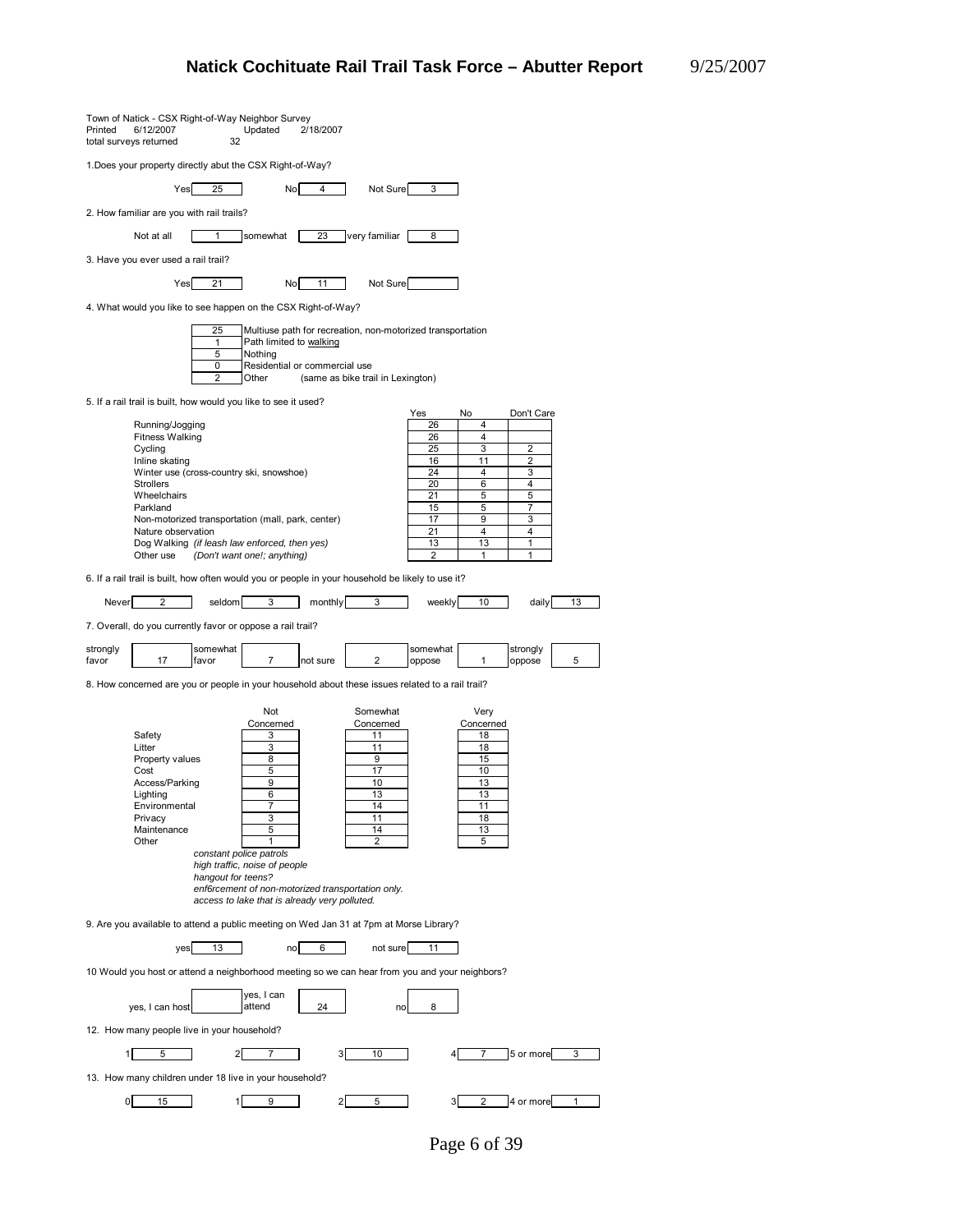# Natick Cochituate Rail Trail Task Force – Abutter Report 9/25/2007

Town of Natick - CSX Right-of-Way Neighbor Survey
Printed 6/12/2007 Updated 2/18/2007
total surveys returned 32

1.Does your property directly abut the CSX Right-of-Way?

| Yes | No | Not Sure |
|---|---|---|
| 25 | 4 | 3 |

2. How familiar are you with rail trails?

| Not at all | somewhat | very familiar |
|---|---|---|
| 1 | 23 | 8 |

3. Have you ever used a rail trail?

| Yes | No | Not Sure |
|---|---|---|
| 21 | 11 | |

4. What would you like to see happen on the CSX Right-of-Way?

| Count | Option |
|---|---|
| 25 | Multiuse path for recreation, non-motorized transportation |
| 1 | Path limited to walking |
| 5 | Nothing |
| 0 | Residential or commercial use |
| 2 | Other (same as bike trail in Lexington) |

5. If a rail trail is built, how would you like to see it used?

| | Yes | No | Don't Care |
|---|---|---|---|
| Running/Jogging | 26 | 4 | |
| Fitness Walking | 26 | 4 | |
| Cycling | 25 | 3 | 2 |
| Inline skating | 16 | 11 | 2 |
| Winter use (cross-country ski, snowshoe) | 24 | 4 | 3 |
| Strollers | 20 | 6 | 4 |
| Wheelchairs | 21 | 5 | 5 |
| Parkland | 15 | 5 | 7 |
| Non-motorized transportation (mall, park, center) | 17 | 9 | 3 |
| Nature observation | 21 | 4 | 4 |
| Dog Walking *(if leash law enforced, then yes)* | 13 | 13 | 1 |
| Other use *(Don't want one!; anything)* | 2 | 1 | 1 |

6. If a rail trail is built, how often would you or people in your household be likely to use it?

| Never | seldom | monthly | weekly | daily |
|---|---|---|---|---|
| 2 | 3 | 3 | 10 | 13 |

7. Overall, do you currently favor or oppose a rail trail?

| strongly favor | somewhat favor | not sure | somewhat oppose | strongly oppose |
|---|---|---|---|---|
| 17 | 7 | 2 | 1 | 5 |

8. How concerned are you or people in your household about these issues related to a rail trail?

| | Not Concerned | Somewhat Concerned | Very Concerned |
|---|---|---|---|
| Safety | 3 | 11 | 18 |
| Litter | 3 | 11 | 18 |
| Property values | 8 | 9 | 15 |
| Cost | 5 | 17 | 10 |
| Access/Parking | 9 | 10 | 13 |
| Lighting | 6 | 13 | 13 |
| Environmental | 7 | 14 | 11 |
| Privacy | 3 | 11 | 18 |
| Maintenance | 5 | 14 | 13 |
| Other | 1 | 2 | 5 |

*constant police patrols*
*high traffic, noise of people*
*hangout for teens?*
*enf6rcement of non-motorized transportation only.*
*access to lake that is already very polluted.*

9. Are you available to attend a public meeting on Wed Jan 31 at 7pm at Morse Library?

| yes | no | not sure |
|---|---|---|
| 13 | 6 | 11 |

10 Would you host or attend a neighborhood meeting so we can hear from you and your neighbors?

| yes, I can host | yes, I can attend | no |
|---|---|---|
| | 24 | 8 |

12. How many people live in your household?

| 1 | 2 | 3 | 4 | 5 or more |
|---|---|---|---|---|
| 5 | 7 | 10 | 7 | 3 |

13. How many children under 18 live in your household?

| 0 | 1 | 2 | 3 | 4 or more |
|---|---|---|---|---|
| 15 | 9 | 5 | 2 | 1 |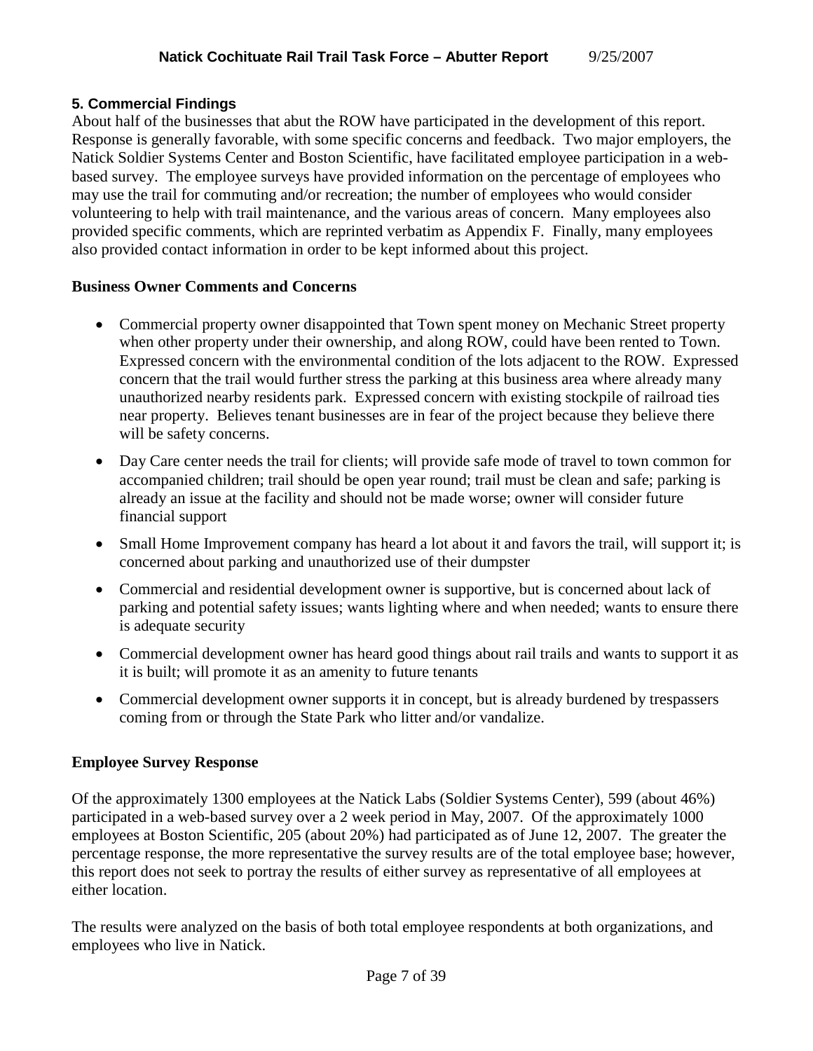## 5. Commercial Findings

About half of the businesses that abut the ROW have participated in the development of this report. Response is generally favorable, with some specific concerns and feedback. Two major employers, the Natick Soldier Systems Center and Boston Scientific, have facilitated employee participation in a web-based survey. The employee surveys have provided information on the percentage of employees who may use the trail for commuting and/or recreation; the number of employees who would consider volunteering to help with trail maintenance, and the various areas of concern. Many employees also provided specific comments, which are reprinted verbatim as Appendix F. Finally, many employees also provided contact information in order to be kept informed about this project.

### Business Owner Comments and Concerns

- Commercial property owner disappointed that Town spent money on Mechanic Street property when other property under their ownership, and along ROW, could have been rented to Town. Expressed concern with the environmental condition of the lots adjacent to the ROW. Expressed concern that the trail would further stress the parking at this business area where already many unauthorized nearby residents park. Expressed concern with existing stockpile of railroad ties near property. Believes tenant businesses are in fear of the project because they believe there will be safety concerns.
- Day Care center needs the trail for clients; will provide safe mode of travel to town common for accompanied children; trail should be open year round; trail must be clean and safe; parking is already an issue at the facility and should not be made worse; owner will consider future financial support
- Small Home Improvement company has heard a lot about it and favors the trail, will support it; is concerned about parking and unauthorized use of their dumpster
- Commercial and residential development owner is supportive, but is concerned about lack of parking and potential safety issues; wants lighting where and when needed; wants to ensure there is adequate security
- Commercial development owner has heard good things about rail trails and wants to support it as it is built; will promote it as an amenity to future tenants
- Commercial development owner supports it in concept, but is already burdened by trespassers coming from or through the State Park who litter and/or vandalize.

### Employee Survey Response

Of the approximately 1300 employees at the Natick Labs (Soldier Systems Center), 599 (about 46%) participated in a web-based survey over a 2 week period in May, 2007. Of the approximately 1000 employees at Boston Scientific, 205 (about 20%) had participated as of June 12, 2007. The greater the percentage response, the more representative the survey results are of the total employee base; however, this report does not seek to portray the results of either survey as representative of all employees at either location.

The results were analyzed on the basis of both total employee respondents at both organizations, and employees who live in Natick.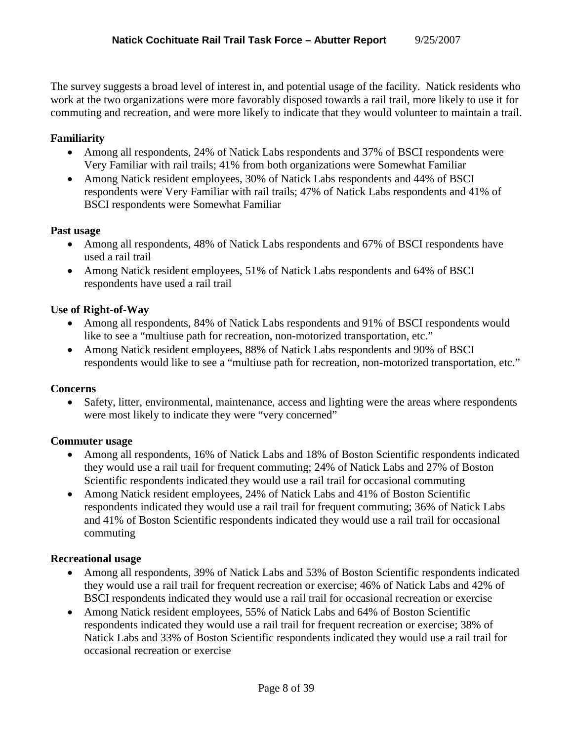The survey suggests a broad level of interest in, and potential usage of the facility. Natick residents who work at the two organizations were more favorably disposed towards a rail trail, more likely to use it for commuting and recreation, and were more likely to indicate that they would volunteer to maintain a trail.

**Familiarity**

- Among all respondents, 24% of Natick Labs respondents and 37% of BSCI respondents were Very Familiar with rail trails; 41% from both organizations were Somewhat Familiar
- Among Natick resident employees, 30% of Natick Labs respondents and 44% of BSCI respondents were Very Familiar with rail trails; 47% of Natick Labs respondents and 41% of BSCI respondents were Somewhat Familiar

**Past usage**

- Among all respondents, 48% of Natick Labs respondents and 67% of BSCI respondents have used a rail trail
- Among Natick resident employees, 51% of Natick Labs respondents and 64% of BSCI respondents have used a rail trail

**Use of Right-of-Way**

- Among all respondents, 84% of Natick Labs respondents and 91% of BSCI respondents would like to see a "multiuse path for recreation, non-motorized transportation, etc."
- Among Natick resident employees, 88% of Natick Labs respondents and 90% of BSCI respondents would like to see a "multiuse path for recreation, non-motorized transportation, etc."

**Concerns**

- Safety, litter, environmental, maintenance, access and lighting were the areas where respondents were most likely to indicate they were "very concerned"

**Commuter usage**

- Among all respondents, 16% of Natick Labs and 18% of Boston Scientific respondents indicated they would use a rail trail for frequent commuting; 24% of Natick Labs and 27% of Boston Scientific respondents indicated they would use a rail trail for occasional commuting
- Among Natick resident employees, 24% of Natick Labs and 41% of Boston Scientific respondents indicated they would use a rail trail for frequent commuting; 36% of Natick Labs and 41% of Boston Scientific respondents indicated they would use a rail trail for occasional commuting

**Recreational usage**

- Among all respondents, 39% of Natick Labs and 53% of Boston Scientific respondents indicated they would use a rail trail for frequent recreation or exercise; 46% of Natick Labs and 42% of BSCI respondents indicated they would use a rail trail for occasional recreation or exercise
- Among Natick resident employees, 55% of Natick Labs and 64% of Boston Scientific respondents indicated they would use a rail trail for frequent recreation or exercise; 38% of Natick Labs and 33% of Boston Scientific respondents indicated they would use a rail trail for occasional recreation or exercise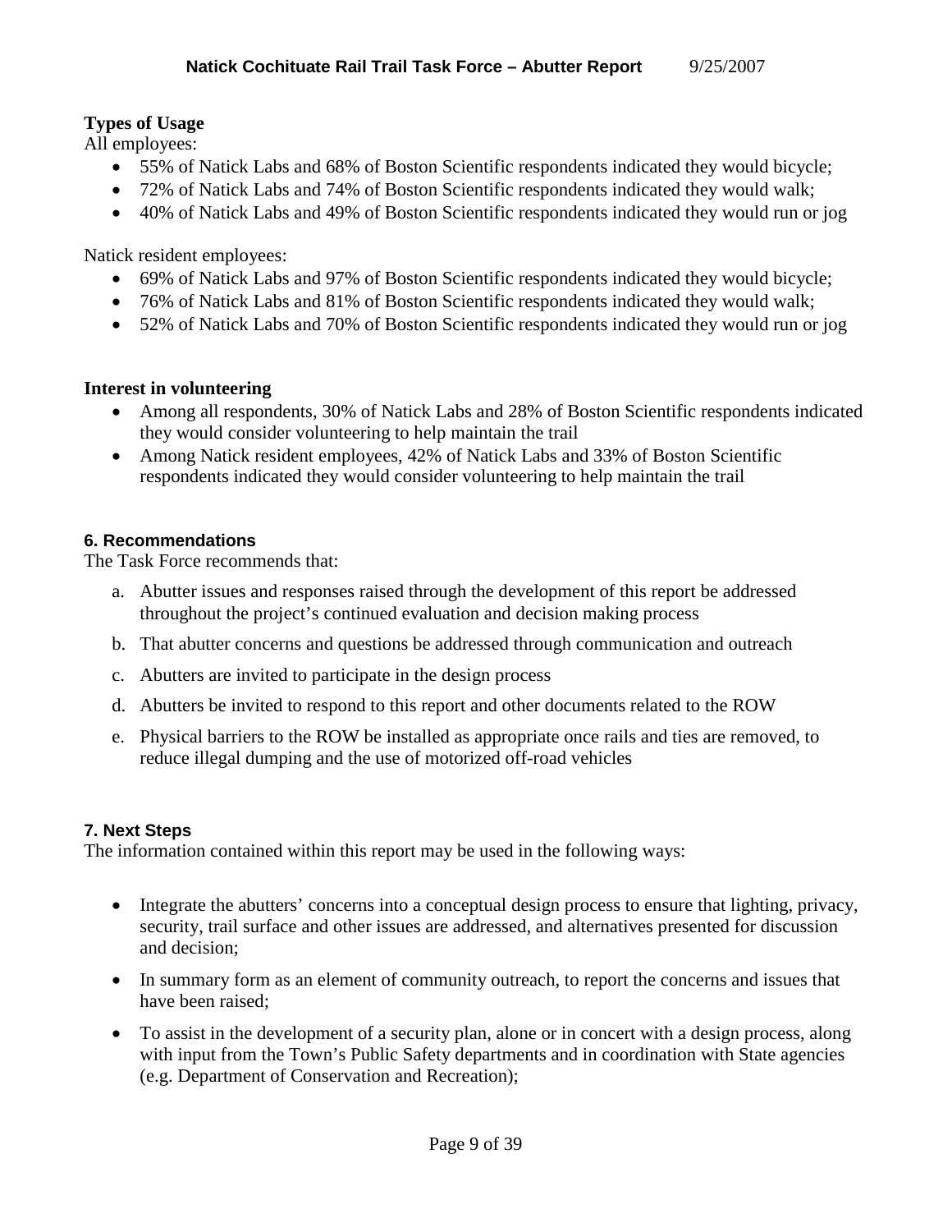**Types of Usage**

All employees:

- 55% of Natick Labs and 68% of Boston Scientific respondents indicated they would bicycle;
- 72% of Natick Labs and 74% of Boston Scientific respondents indicated they would walk;
- 40% of Natick Labs and 49% of Boston Scientific respondents indicated they would run or jog

Natick resident employees:

- 69% of Natick Labs and 97% of Boston Scientific respondents indicated they would bicycle;
- 76% of Natick Labs and 81% of Boston Scientific respondents indicated they would walk;
- 52% of Natick Labs and 70% of Boston Scientific respondents indicated they would run or jog

**Interest in volunteering**

- Among all respondents, 30% of Natick Labs and 28% of Boston Scientific respondents indicated they would consider volunteering to help maintain the trail
- Among Natick resident employees, 42% of Natick Labs and 33% of Boston Scientific respondents indicated they would consider volunteering to help maintain the trail

## 6. Recommendations

The Task Force recommends that:

a. Abutter issues and responses raised through the development of this report be addressed throughout the project's continued evaluation and decision making process

b. That abutter concerns and questions be addressed through communication and outreach

c. Abutters are invited to participate in the design process

d. Abutters be invited to respond to this report and other documents related to the ROW

e. Physical barriers to the ROW be installed as appropriate once rails and ties are removed, to reduce illegal dumping and the use of motorized off-road vehicles

## 7. Next Steps

The information contained within this report may be used in the following ways:

- Integrate the abutters' concerns into a conceptual design process to ensure that lighting, privacy, security, trail surface and other issues are addressed, and alternatives presented for discussion and decision;
- In summary form as an element of community outreach, to report the concerns and issues that have been raised;
- To assist in the development of a security plan, alone or in concert with a design process, along with input from the Town's Public Safety departments and in coordination with State agencies (e.g. Department of Conservation and Recreation);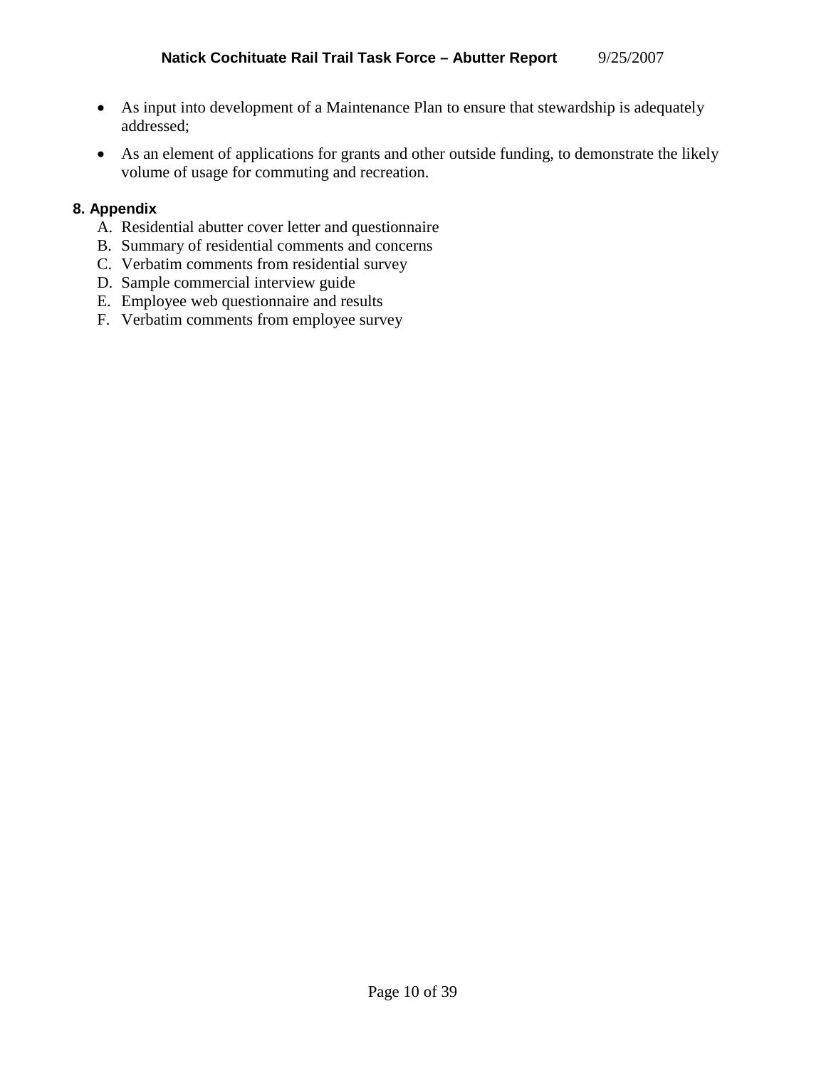- As input into development of a Maintenance Plan to ensure that stewardship is adequately addressed;
- As an element of applications for grants and other outside funding, to demonstrate the likely volume of usage for commuting and recreation.

## 8. Appendix

A. Residential abutter cover letter and questionnaire
B. Summary of residential comments and concerns
C. Verbatim comments from residential survey
D. Sample commercial interview guide
E. Employee web questionnaire and results
F. Verbatim comments from employee survey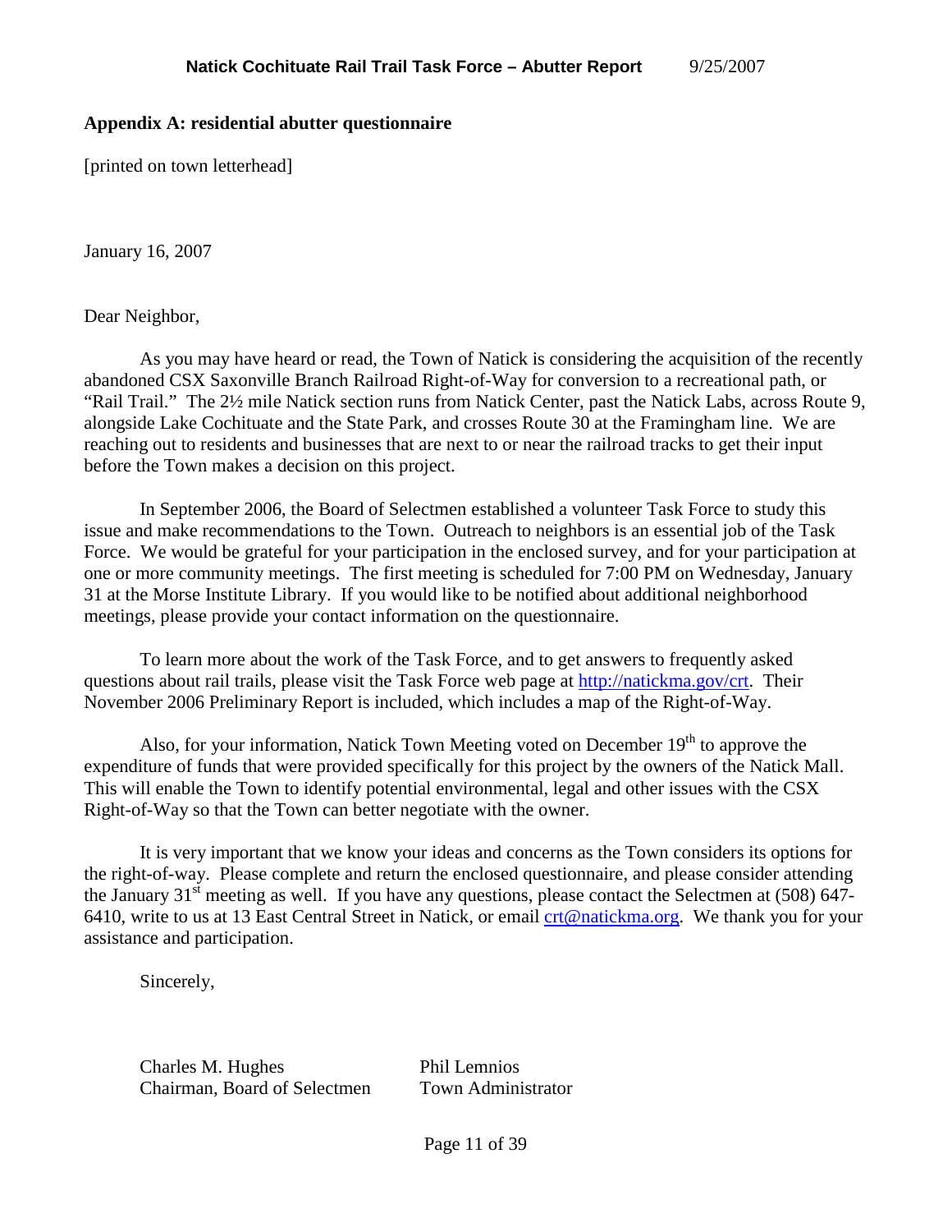## Appendix A: residential abutter questionnaire

[printed on town letterhead]

January 16, 2007

Dear Neighbor,

As you may have heard or read, the Town of Natick is considering the acquisition of the recently abandoned CSX Saxonville Branch Railroad Right-of-Way for conversion to a recreational path, or "Rail Trail." The 2½ mile Natick section runs from Natick Center, past the Natick Labs, across Route 9, alongside Lake Cochituate and the State Park, and crosses Route 30 at the Framingham line. We are reaching out to residents and businesses that are next to or near the railroad tracks to get their input before the Town makes a decision on this project.

In September 2006, the Board of Selectmen established a volunteer Task Force to study this issue and make recommendations to the Town. Outreach to neighbors is an essential job of the Task Force. We would be grateful for your participation in the enclosed survey, and for your participation at one or more community meetings. The first meeting is scheduled for 7:00 PM on Wednesday, January 31 at the Morse Institute Library. If you would like to be notified about additional neighborhood meetings, please provide your contact information on the questionnaire.

To learn more about the work of the Task Force, and to get answers to frequently asked questions about rail trails, please visit the Task Force web page at http://natickma.gov/crt. Their November 2006 Preliminary Report is included, which includes a map of the Right-of-Way.

Also, for your information, Natick Town Meeting voted on December 19th to approve the expenditure of funds that were provided specifically for this project by the owners of the Natick Mall. This will enable the Town to identify potential environmental, legal and other issues with the CSX Right-of-Way so that the Town can better negotiate with the owner.

It is very important that we know your ideas and concerns as the Town considers its options for the right-of-way. Please complete and return the enclosed questionnaire, and please consider attending the January 31st meeting as well. If you have any questions, please contact the Selectmen at (508) 647-6410, write to us at 13 East Central Street in Natick, or email crt@natickma.org. We thank you for your assistance and participation.

Sincerely,

Charles M. Hughes
Chairman, Board of Selectmen

Phil Lemnios
Town Administrator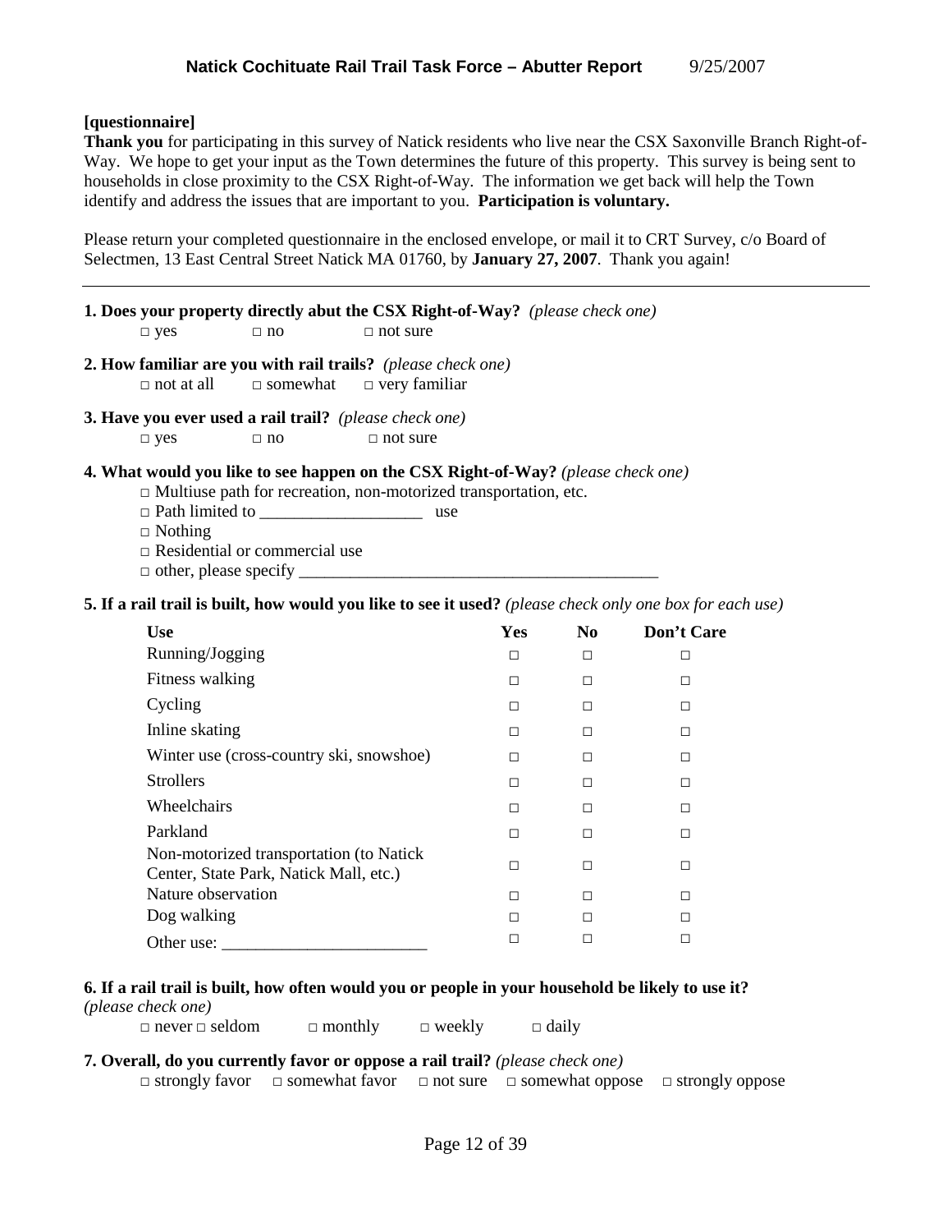**[questionnaire]**

**Thank you** for participating in this survey of Natick residents who live near the CSX Saxonville Branch Right-of-Way. We hope to get your input as the Town determines the future of this property. This survey is being sent to households in close proximity to the CSX Right-of-Way. The information we get back will help the Town identify and address the issues that are important to you. **Participation is voluntary.**

Please return your completed questionnaire in the enclosed envelope, or mail it to CRT Survey, c/o Board of Selectmen, 13 East Central Street Natick MA 01760, by **January 27, 2007**. Thank you again!

---

**1. Does your property directly abut the CSX Right-of-Way?** *(please check one)*

□ yes □ no □ not sure

**2. How familiar are you with rail trails?** *(please check one)*

□ not at all □ somewhat □ very familiar

**3. Have you ever used a rail trail?** *(please check one)*

□ yes □ no □ not sure

**4. What would you like to see happen on the CSX Right-of-Way?** *(please check one)*

□ Multiuse path for recreation, non-motorized transportation, etc.
□ Path limited to ___________________ use
□ Nothing
□ Residential or commercial use
□ other, please specify ____________________________________________

**5. If a rail trail is built, how would you like to see it used?** *(please check only one box for each use)*

| Use | Yes | No | Don't Care |
|---|---|---|---|
| Running/Jogging | □ | □ | □ |
| Fitness walking | □ | □ | □ |
| Cycling | □ | □ | □ |
| Inline skating | □ | □ | □ |
| Winter use (cross-country ski, snowshoe) | □ | □ | □ |
| Strollers | □ | □ | □ |
| Wheelchairs | □ | □ | □ |
| Parkland | □ | □ | □ |
| Non-motorized transportation (to Natick Center, State Park, Natick Mall, etc.) | □ | □ | □ |
| Nature observation | □ | □ | □ |
| Dog walking | □ | □ | □ |
| Other use: ________________________ | □ | □ | □ |

**6. If a rail trail is built, how often would you or people in your household be likely to use it?** *(please check one)*

□ never □ seldom □ monthly □ weekly □ daily

**7. Overall, do you currently favor or oppose a rail trail?** *(please check one)*

□ strongly favor □ somewhat favor □ not sure □ somewhat oppose □ strongly oppose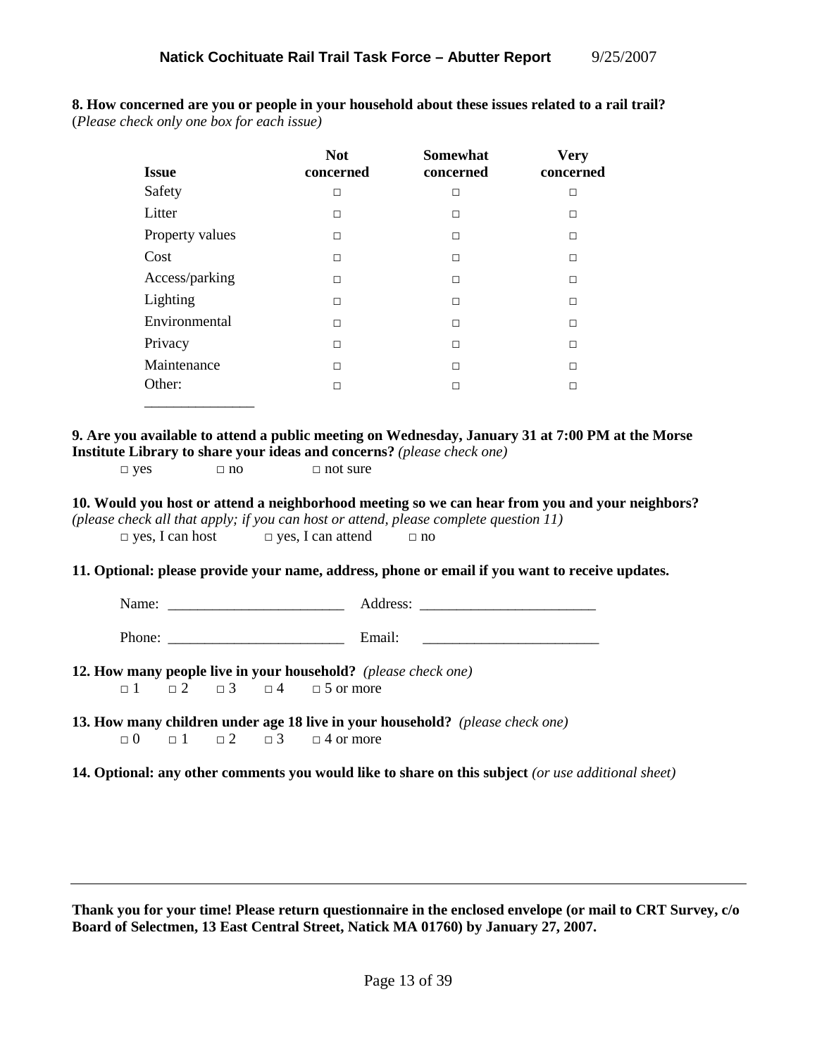**8. How concerned are you or people in your household about these issues related to a rail trail?**
(*Please check only one box for each issue)*

| Issue | Not concerned | Somewhat concerned | Very concerned |
|---|---|---|---|
| Safety | □ | □ | □ |
| Litter | □ | □ | □ |
| Property values | □ | □ | □ |
| Cost | □ | □ | □ |
| Access/parking | □ | □ | □ |
| Lighting | □ | □ | □ |
| Environmental | □ | □ | □ |
| Privacy | □ | □ | □ |
| Maintenance | □ | □ | □ |
| Other: _______________ | □ | □ | □ |

**9. Are you available to attend a public meeting on Wednesday, January 31 at 7:00 PM at the Morse Institute Library to share your ideas and concerns?** *(please check one)*

□ yes □ no □ not sure

**10. Would you host or attend a neighborhood meeting so we can hear from you and your neighbors?** *(please check all that apply; if you can host or attend, please complete question 11)*

□ yes, I can host □ yes, I can attend □ no

**11. Optional: please provide your name, address, phone or email if you want to receive updates.**

Name: ________________________ Address: ________________________

Phone: ________________________ Email: ________________________

**12. How many people live in your household?** *(please check one)*

□ 1 □ 2 □ 3 □ 4 □ 5 or more

**13. How many children under age 18 live in your household?** *(please check one)*

□ 0 □ 1 □ 2 □ 3 □ 4 or more

**14. Optional: any other comments you would like to share on this subject** *(or use additional sheet)*

---

**Thank you for your time! Please return questionnaire in the enclosed envelope (or mail to CRT Survey, c/o Board of Selectmen, 13 East Central Street, Natick MA 01760) by January 27, 2007.**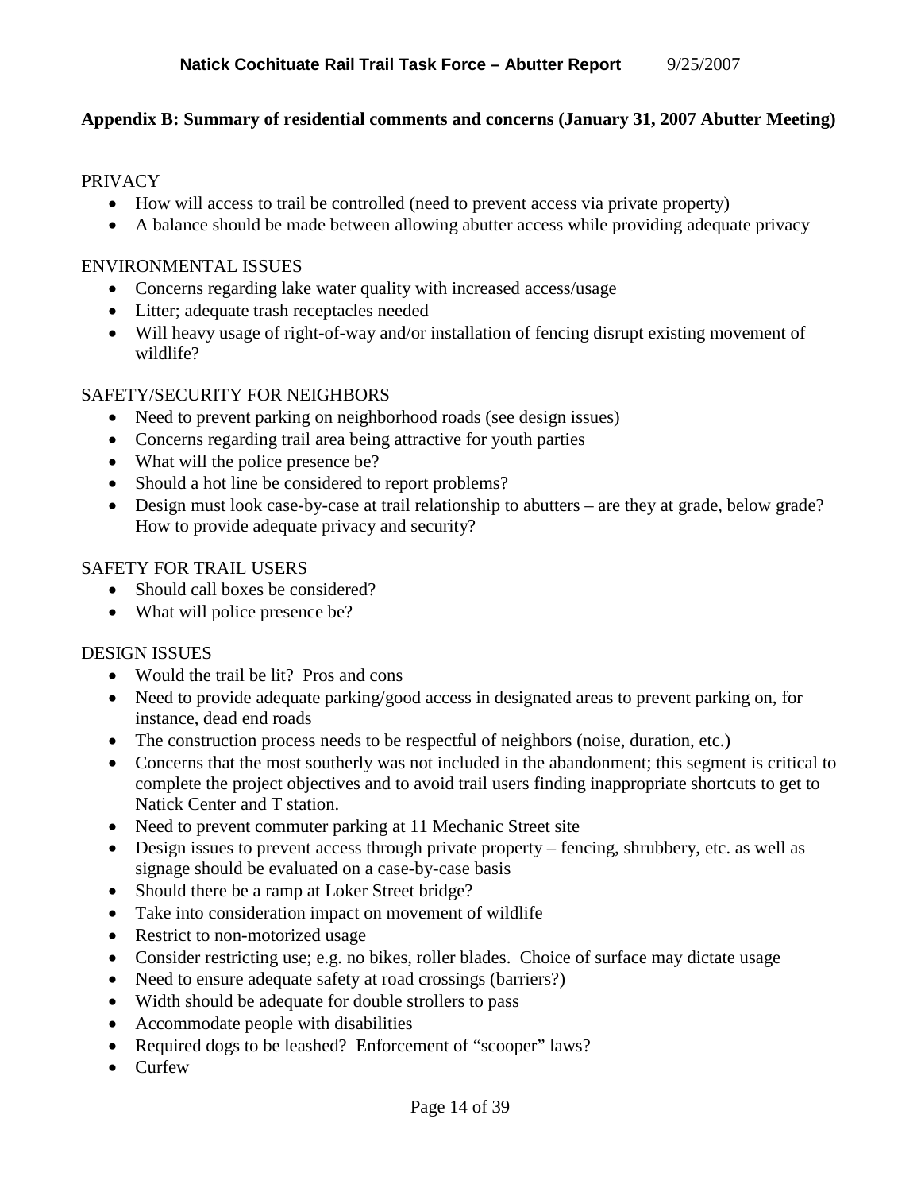## Appendix B: Summary of residential comments and concerns (January 31, 2007 Abutter Meeting)

PRIVACY

- How will access to trail be controlled (need to prevent access via private property)
- A balance should be made between allowing abutter access while providing adequate privacy

ENVIRONMENTAL ISSUES

- Concerns regarding lake water quality with increased access/usage
- Litter; adequate trash receptacles needed
- Will heavy usage of right-of-way and/or installation of fencing disrupt existing movement of wildlife?

SAFETY/SECURITY FOR NEIGHBORS

- Need to prevent parking on neighborhood roads (see design issues)
- Concerns regarding trail area being attractive for youth parties
- What will the police presence be?
- Should a hot line be considered to report problems?
- Design must look case-by-case at trail relationship to abutters – are they at grade, below grade? How to provide adequate privacy and security?

SAFETY FOR TRAIL USERS

- Should call boxes be considered?
- What will police presence be?

DESIGN ISSUES

- Would the trail be lit? Pros and cons
- Need to provide adequate parking/good access in designated areas to prevent parking on, for instance, dead end roads
- The construction process needs to be respectful of neighbors (noise, duration, etc.)
- Concerns that the most southerly was not included in the abandonment; this segment is critical to complete the project objectives and to avoid trail users finding inappropriate shortcuts to get to Natick Center and T station.
- Need to prevent commuter parking at 11 Mechanic Street site
- Design issues to prevent access through private property – fencing, shrubbery, etc. as well as signage should be evaluated on a case-by-case basis
- Should there be a ramp at Loker Street bridge?
- Take into consideration impact on movement of wildlife
- Restrict to non-motorized usage
- Consider restricting use; e.g. no bikes, roller blades. Choice of surface may dictate usage
- Need to ensure adequate safety at road crossings (barriers?)
- Width should be adequate for double strollers to pass
- Accommodate people with disabilities
- Required dogs to be leashed? Enforcement of "scooper" laws?
- Curfew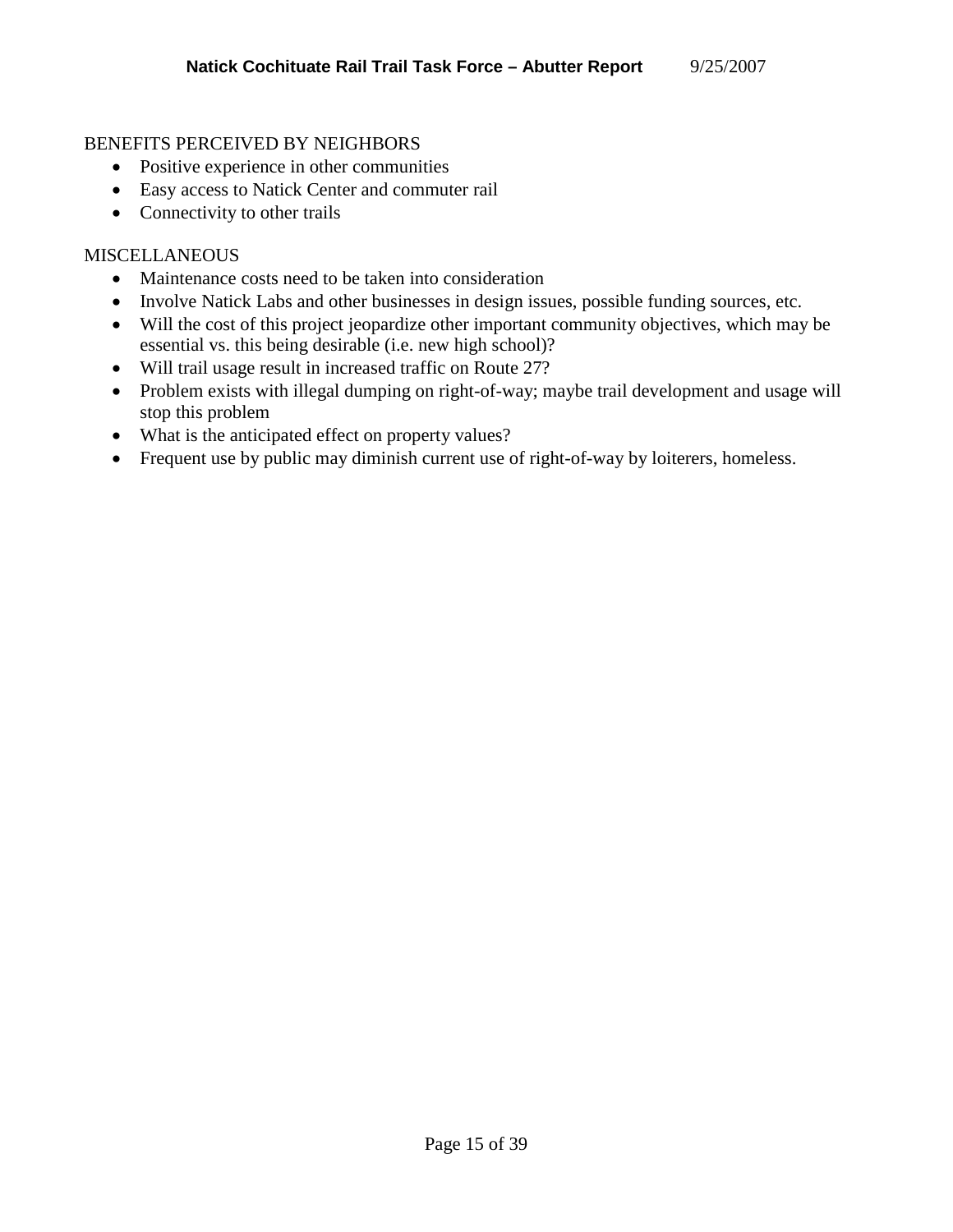BENEFITS PERCEIVED BY NEIGHBORS

- Positive experience in other communities
- Easy access to Natick Center and commuter rail
- Connectivity to other trails

MISCELLANEOUS

- Maintenance costs need to be taken into consideration
- Involve Natick Labs and other businesses in design issues, possible funding sources, etc.
- Will the cost of this project jeopardize other important community objectives, which may be essential vs. this being desirable (i.e. new high school)?
- Will trail usage result in increased traffic on Route 27?
- Problem exists with illegal dumping on right-of-way; maybe trail development and usage will stop this problem
- What is the anticipated effect on property values?
- Frequent use by public may diminish current use of right-of-way by loiterers, homeless.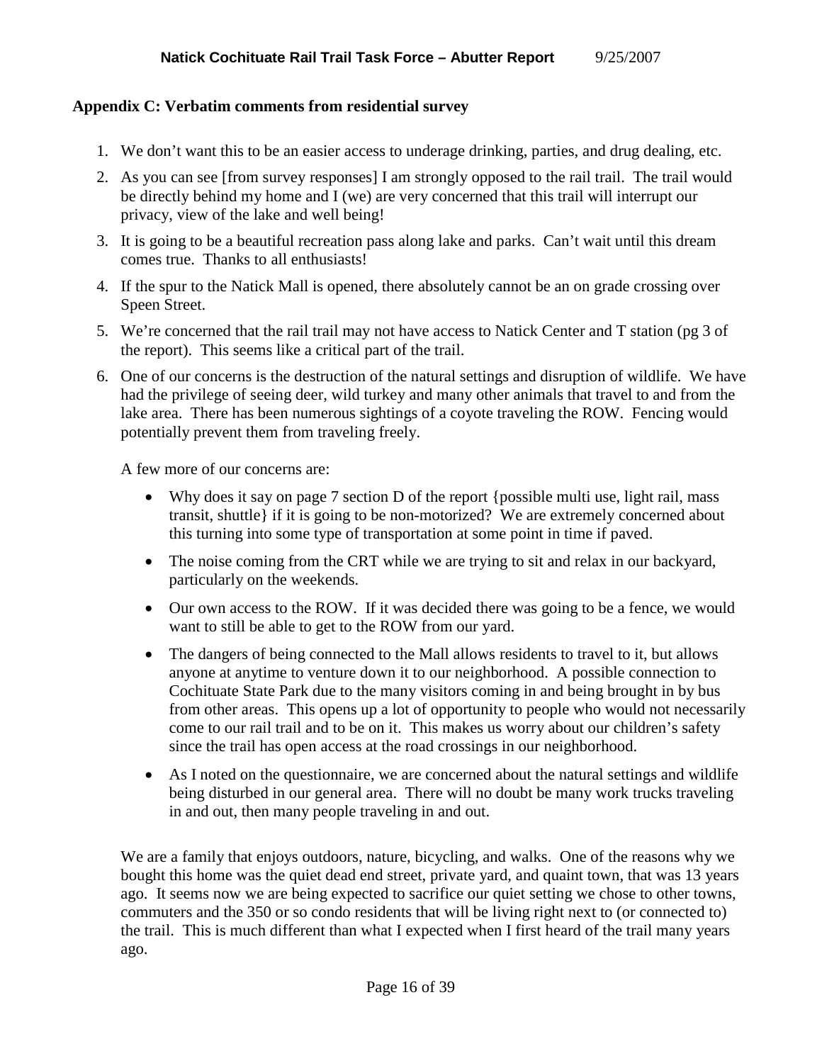## Appendix C: Verbatim comments from residential survey

1. We don't want this to be an easier access to underage drinking, parties, and drug dealing, etc.
2. As you can see [from survey responses] I am strongly opposed to the rail trail. The trail would be directly behind my home and I (we) are very concerned that this trail will interrupt our privacy, view of the lake and well being!
3. It is going to be a beautiful recreation pass along lake and parks. Can't wait until this dream comes true. Thanks to all enthusiasts!
4. If the spur to the Natick Mall is opened, there absolutely cannot be an on grade crossing over Speen Street.
5. We're concerned that the rail trail may not have access to Natick Center and T station (pg 3 of the report). This seems like a critical part of the trail.
6. One of our concerns is the destruction of the natural settings and disruption of wildlife. We have had the privilege of seeing deer, wild turkey and many other animals that travel to and from the lake area. There has been numerous sightings of a coyote traveling the ROW. Fencing would potentially prevent them from traveling freely.

   A few more of our concerns are:

   - Why does it say on page 7 section D of the report {possible multi use, light rail, mass transit, shuttle} if it is going to be non-motorized? We are extremely concerned about this turning into some type of transportation at some point in time if paved.
   - The noise coming from the CRT while we are trying to sit and relax in our backyard, particularly on the weekends.
   - Our own access to the ROW. If it was decided there was going to be a fence, we would want to still be able to get to the ROW from our yard.
   - The dangers of being connected to the Mall allows residents to travel to it, but allows anyone at anytime to venture down it to our neighborhood. A possible connection to Cochituate State Park due to the many visitors coming in and being brought in by bus from other areas. This opens up a lot of opportunity to people who would not necessarily come to our rail trail and to be on it. This makes us worry about our children's safety since the trail has open access at the road crossings in our neighborhood.
   - As I noted on the questionnaire, we are concerned about the natural settings and wildlife being disturbed in our general area. There will no doubt be many work trucks traveling in and out, then many people traveling in and out.

   We are a family that enjoys outdoors, nature, bicycling, and walks. One of the reasons why we bought this home was the quiet dead end street, private yard, and quaint town, that was 13 years ago. It seems now we are being expected to sacrifice our quiet setting we chose to other towns, commuters and the 350 or so condo residents that will be living right next to (or connected to) the trail. This is much different than what I expected when I first heard of the trail many years ago.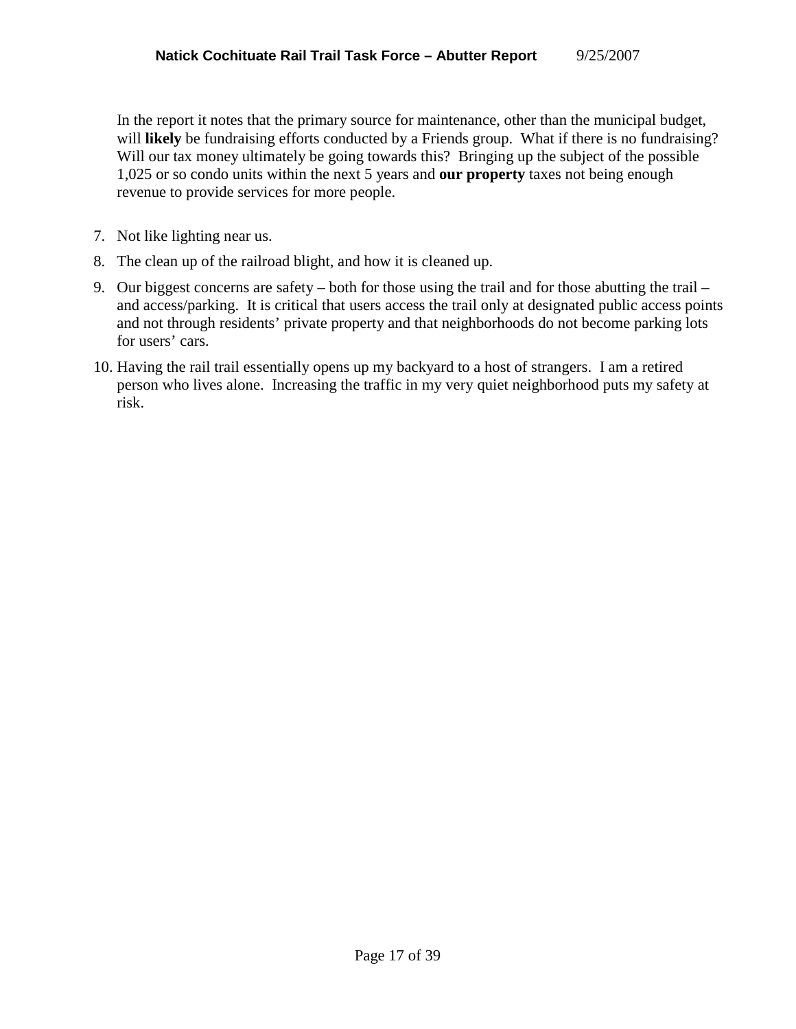In the report it notes that the primary source for maintenance, other than the municipal budget, will **likely** be fundraising efforts conducted by a Friends group. What if there is no fundraising? Will our tax money ultimately be going towards this? Bringing up the subject of the possible 1,025 or so condo units within the next 5 years and **our property** taxes not being enough revenue to provide services for more people.

7. Not like lighting near us.
8. The clean up of the railroad blight, and how it is cleaned up.
9. Our biggest concerns are safety – both for those using the trail and for those abutting the trail – and access/parking. It is critical that users access the trail only at designated public access points and not through residents' private property and that neighborhoods do not become parking lots for users' cars.
10. Having the rail trail essentially opens up my backyard to a host of strangers. I am a retired person who lives alone. Increasing the traffic in my very quiet neighborhood puts my safety at risk.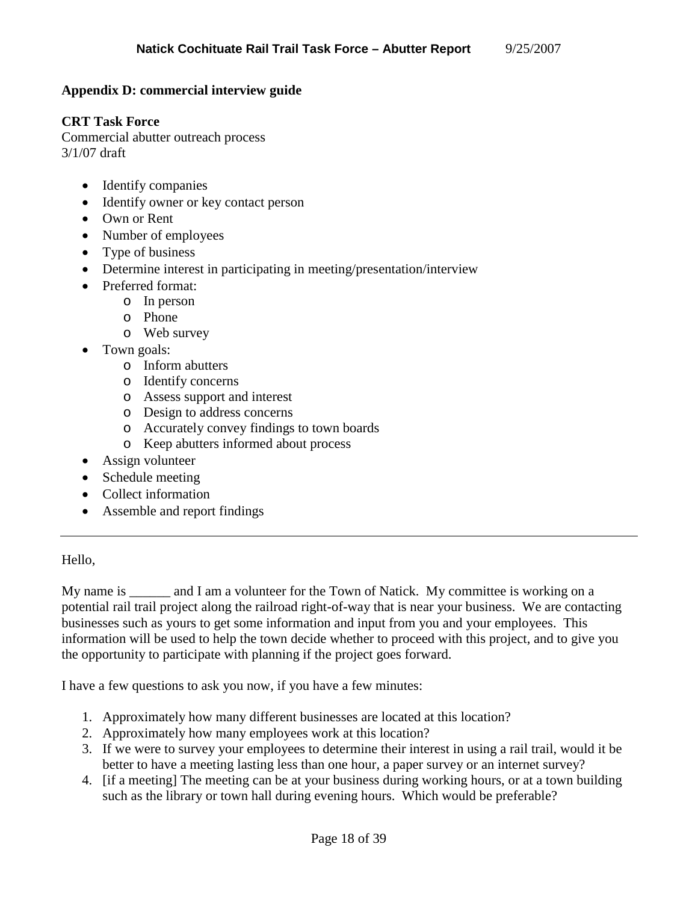## Appendix D: commercial interview guide

**CRT Task Force**
Commercial abutter outreach process
3/1/07 draft

- Identify companies
- Identify owner or key contact person
- Own or Rent
- Number of employees
- Type of business
- Determine interest in participating in meeting/presentation/interview
- Preferred format:
  - In person
  - Phone
  - Web survey
- Town goals:
  - Inform abutters
  - Identify concerns
  - Assess support and interest
  - Design to address concerns
  - Accurately convey findings to town boards
  - Keep abutters informed about process
- Assign volunteer
- Schedule meeting
- Collect information
- Assemble and report findings

---

Hello,

My name is ______ and I am a volunteer for the Town of Natick. My committee is working on a potential rail trail project along the railroad right-of-way that is near your business. We are contacting businesses such as yours to get some information and input from you and your employees. This information will be used to help the town decide whether to proceed with this project, and to give you the opportunity to participate with planning if the project goes forward.

I have a few questions to ask you now, if you have a few minutes:

1. Approximately how many different businesses are located at this location?
2. Approximately how many employees work at this location?
3. If we were to survey your employees to determine their interest in using a rail trail, would it be better to have a meeting lasting less than one hour, a paper survey or an internet survey?
4. [if a meeting] The meeting can be at your business during working hours, or at a town building such as the library or town hall during evening hours. Which would be preferable?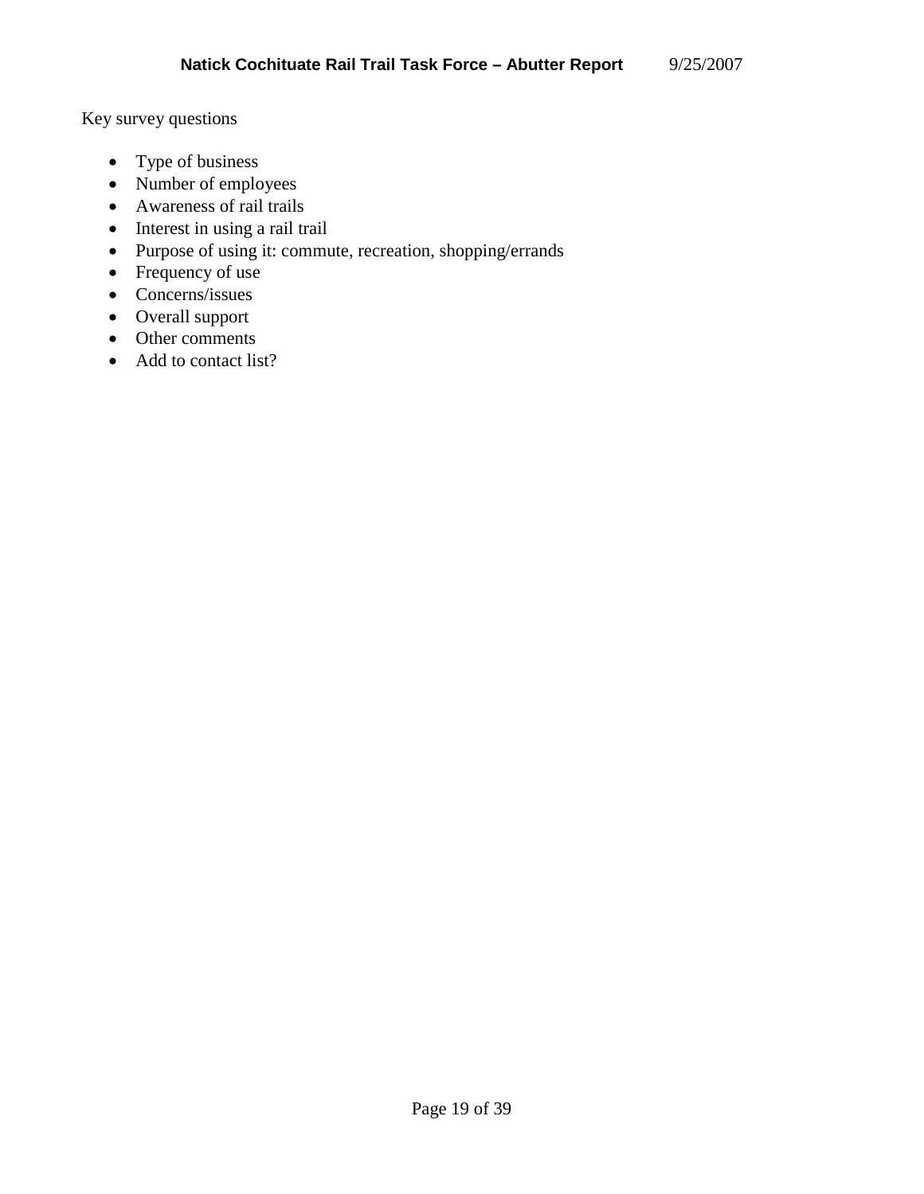Key survey questions

- Type of business
- Number of employees
- Awareness of rail trails
- Interest in using a rail trail
- Purpose of using it: commute, recreation, shopping/errands
- Frequency of use
- Concerns/issues
- Overall support
- Other comments
- Add to contact list?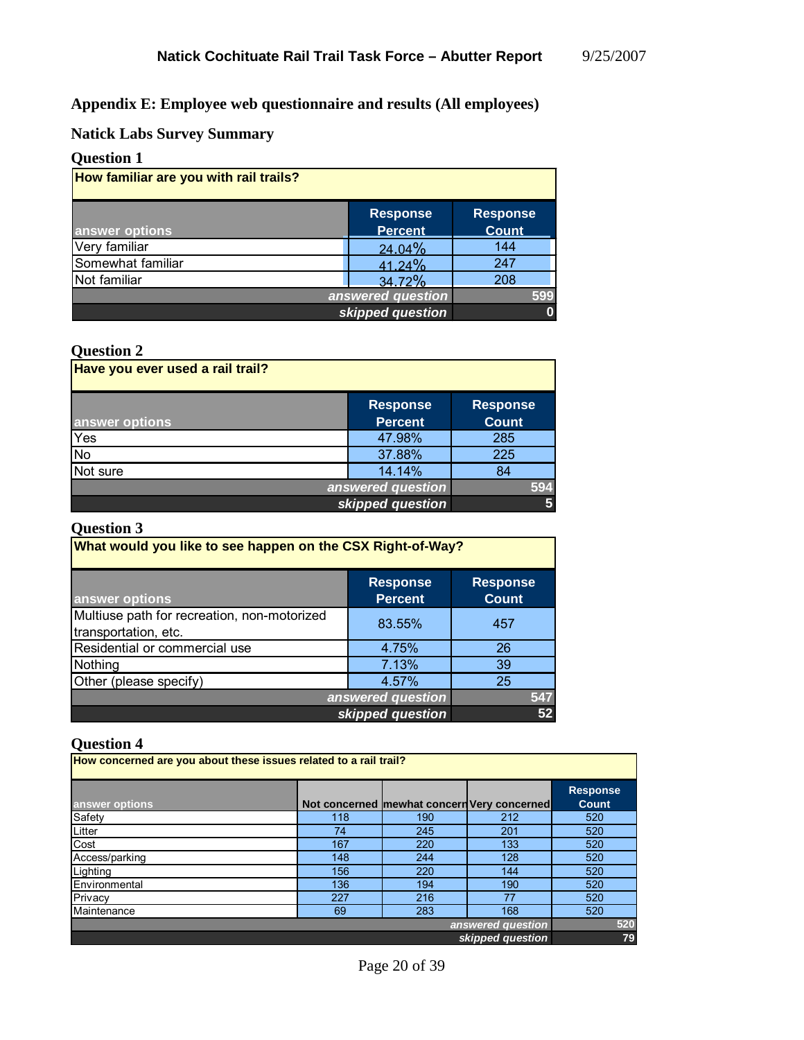## Appendix E: Employee web questionnaire and results (All employees)

### Natick Labs Survey Summary

### Question 1

| How familiar are you with rail trails? | | |
|---|---|---|
| answer options | Response Percent | Response Count |
| Very familiar | 24.04% | 144 |
| Somewhat familiar | 41.24% | 247 |
| Not familiar | 34.72% | 208 |
| | *answered question* | 599 |
| | *skipped question* | 0 |

### Question 2

| Have you ever used a rail trail? | | |
|---|---|---|
| answer options | Response Percent | Response Count |
| Yes | 47.98% | 285 |
| No | 37.88% | 225 |
| Not sure | 14.14% | 84 |
| | *answered question* | 594 |
| | *skipped question* | 5 |

### Question 3

| What would you like to see happen on the CSX Right-of-Way? | | |
|---|---|---|
| answer options | Response Percent | Response Count |
| Multiuse path for recreation, non-motorized transportation, etc. | 83.55% | 457 |
| Residential or commercial use | 4.75% | 26 |
| Nothing | 7.13% | 39 |
| Other (please specify) | 4.57% | 25 |
| | *answered question* | 547 |
| | *skipped question* | 52 |

### Question 4

| How concerned are you about these issues related to a rail trail? | | | | |
|---|---|---|---|---|
| answer options | Not concerned | mewhat concern | Very concerned | Response Count |
| Safety | 118 | 190 | 212 | 520 |
| Litter | 74 | 245 | 201 | 520 |
| Cost | 167 | 220 | 133 | 520 |
| Access/parking | 148 | 244 | 128 | 520 |
| Lighting | 156 | 220 | 144 | 520 |
| Environmental | 136 | 194 | 190 | 520 |
| Privacy | 227 | 216 | 77 | 520 |
| Maintenance | 69 | 283 | 168 | 520 |
| | | | *answered question* | 520 |
| | | | *skipped question* | 79 |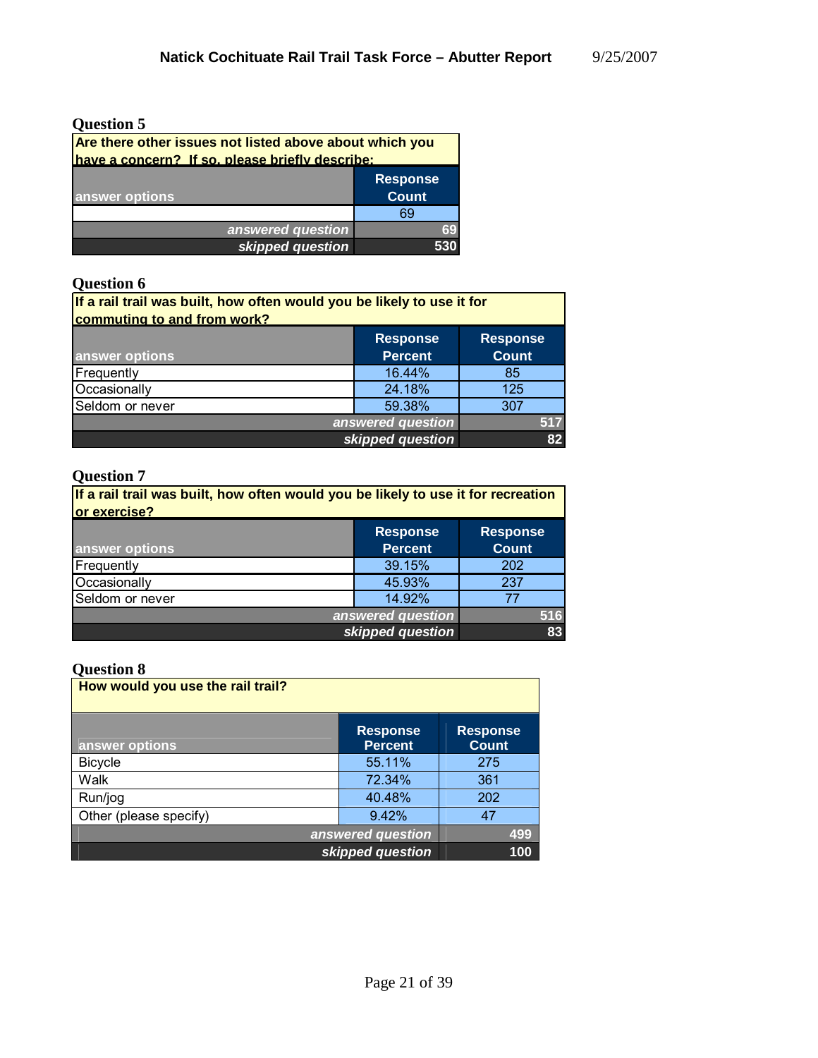### Question 5

| Are there other issues not listed above about which you have a concern? If so, please briefly describe: | |
|---|---|
| answer options | Response Count |
| | 69 |
| *answered question* | 69 |
| *skipped question* | 530 |

### Question 6

| If a rail trail was built, how often would you be likely to use it for commuting to and from work? | | |
|---|---|---|
| answer options | Response Percent | Response Count |
| Frequently | 16.44% | 85 |
| Occasionally | 24.18% | 125 |
| Seldom or never | 59.38% | 307 |
| | *answered question* | 517 |
| | *skipped question* | 82 |

### Question 7

| If a rail trail was built, how often would you be likely to use it for recreation or exercise? | | |
|---|---|---|
| answer options | Response Percent | Response Count |
| Frequently | 39.15% | 202 |
| Occasionally | 45.93% | 237 |
| Seldom or never | 14.92% | 77 |
| | *answered question* | 516 |
| | *skipped question* | 83 |

### Question 8

| How would you use the rail trail? | | |
|---|---|---|
| answer options | Response Percent | Response Count |
| Bicycle | 55.11% | 275 |
| Walk | 72.34% | 361 |
| Run/jog | 40.48% | 202 |
| Other (please specify) | 9.42% | 47 |
| | *answered question* | 499 |
| | *skipped question* | 100 |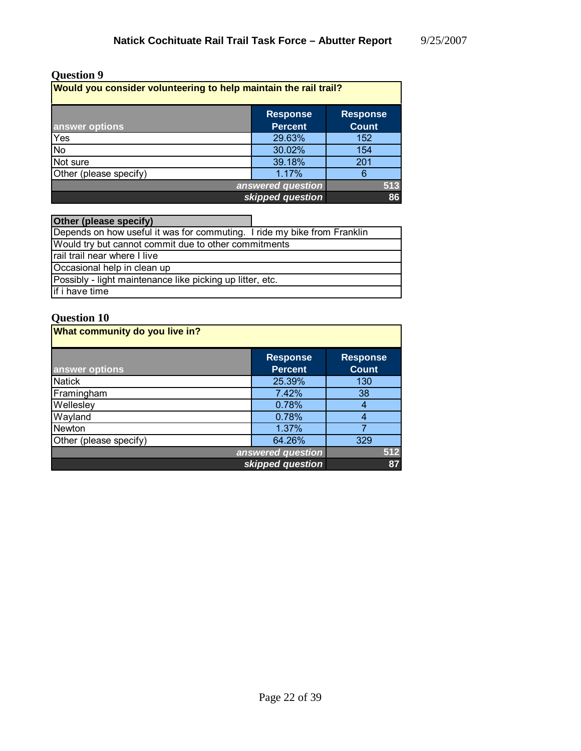## Question 9

| Would you consider volunteering to help maintain the rail trail? | | |
|---|---|---|
| **answer options** | **Response Percent** | **Response Count** |
| Yes | 29.63% | 152 |
| No | 30.02% | 154 |
| Not sure | 39.18% | 201 |
| Other (please specify) | 1.17% | 6 |
| | ***answered question*** | **513** |
| | ***skipped question*** | **86** |

| **Other (please specify)** |
|---|
| Depends on how useful it was for commuting.  I ride my bike from Franklin |
| Would try but cannot commit due to other commitments |
| rail trail near where I live |
| Occasional help in clean up |
| Possibly - light maintenance like picking up litter, etc. |
| if i have time |

## Question 10

| What community do you live in? | | |
|---|---|---|
| **answer options** | **Response Percent** | **Response Count** |
| Natick | 25.39% | 130 |
| Framingham | 7.42% | 38 |
| Wellesley | 0.78% | 4 |
| Wayland | 0.78% | 4 |
| Newton | 1.37% | 7 |
| Other (please specify) | 64.26% | 329 |
| | ***answered question*** | **512** |
| | ***skipped question*** | **87** |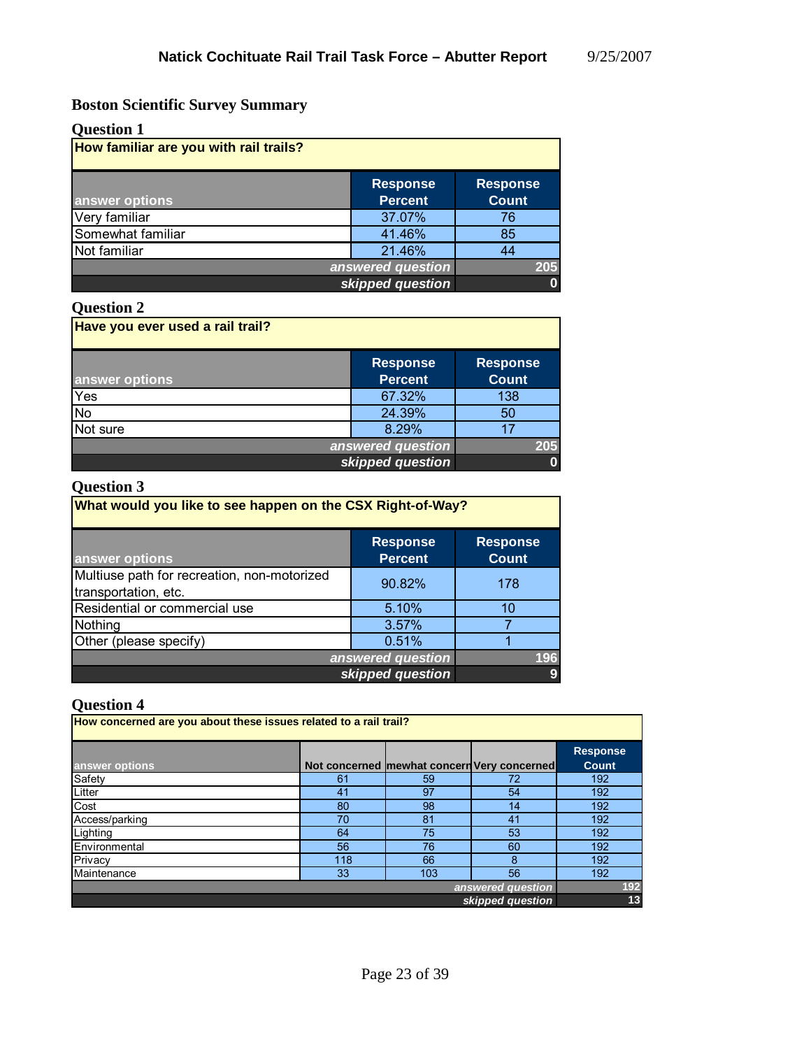## Boston Scientific Survey Summary

### Question 1

**How familiar are you with rail trails?**

| answer options | Response Percent | Response Count |
|---|---|---|
| Very familiar | 37.07% | 76 |
| Somewhat familiar | 41.46% | 85 |
| Not familiar | 21.46% | 44 |
| | *answered question* | 205 |
| | *skipped question* | 0 |

### Question 2

**Have you ever used a rail trail?**

| answer options | Response Percent | Response Count |
|---|---|---|
| Yes | 67.32% | 138 |
| No | 24.39% | 50 |
| Not sure | 8.29% | 17 |
| | *answered question* | 205 |
| | *skipped question* | 0 |

### Question 3

**What would you like to see happen on the CSX Right-of-Way?**

| answer options | Response Percent | Response Count |
|---|---|---|
| Multiuse path for recreation, non-motorized transportation, etc. | 90.82% | 178 |
| Residential or commercial use | 5.10% | 10 |
| Nothing | 3.57% | 7 |
| Other (please specify) | 0.51% | 1 |
| | *answered question* | 196 |
| | *skipped question* | 9 |

### Question 4

**How concerned are you about these issues related to a rail trail?**

| answer options | Not concerned | mewhat concern | Very concerned | Response Count |
|---|---|---|---|---|
| Safety | 61 | 59 | 72 | 192 |
| Litter | 41 | 97 | 54 | 192 |
| Cost | 80 | 98 | 14 | 192 |
| Access/parking | 70 | 81 | 41 | 192 |
| Lighting | 64 | 75 | 53 | 192 |
| Environmental | 56 | 76 | 60 | 192 |
| Privacy | 118 | 66 | 8 | 192 |
| Maintenance | 33 | 103 | 56 | 192 |
| | | | *answered question* | 192 |
| | | | *skipped question* | 13 |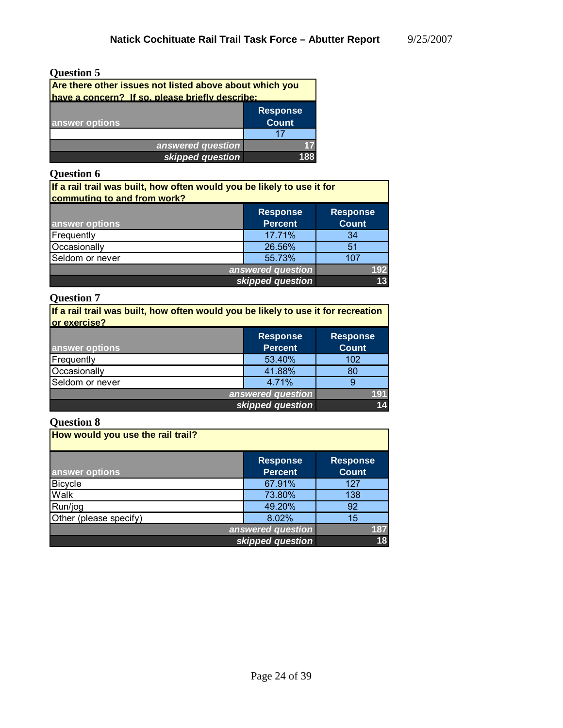### Question 5

| Are there other issues not listed above about which you have a concern? If so, please briefly describe: | |
|---|---|
| answer options | Response Count |
| | 17 |
| *answered question* | 17 |
| *skipped question* | 188 |

### Question 6

| If a rail trail was built, how often would you be likely to use it for commuting to and from work? | | |
|---|---|---|
| answer options | Response Percent | Response Count |
| Frequently | 17.71% | 34 |
| Occasionally | 26.56% | 51 |
| Seldom or never | 55.73% | 107 |
| *answered question* | | 192 |
| *skipped question* | | 13 |

### Question 7

| If a rail trail was built, how often would you be likely to use it for recreation or exercise? | | |
|---|---|---|
| answer options | Response Percent | Response Count |
| Frequently | 53.40% | 102 |
| Occasionally | 41.88% | 80 |
| Seldom or never | 4.71% | 9 |
| *answered question* | | 191 |
| *skipped question* | | 14 |

### Question 8

| How would you use the rail trail? | | |
|---|---|---|
| answer options | Response Percent | Response Count |
| Bicycle | 67.91% | 127 |
| Walk | 73.80% | 138 |
| Run/jog | 49.20% | 92 |
| Other (please specify) | 8.02% | 15 |
| *answered question* | | 187 |
| *skipped question* | | 18 |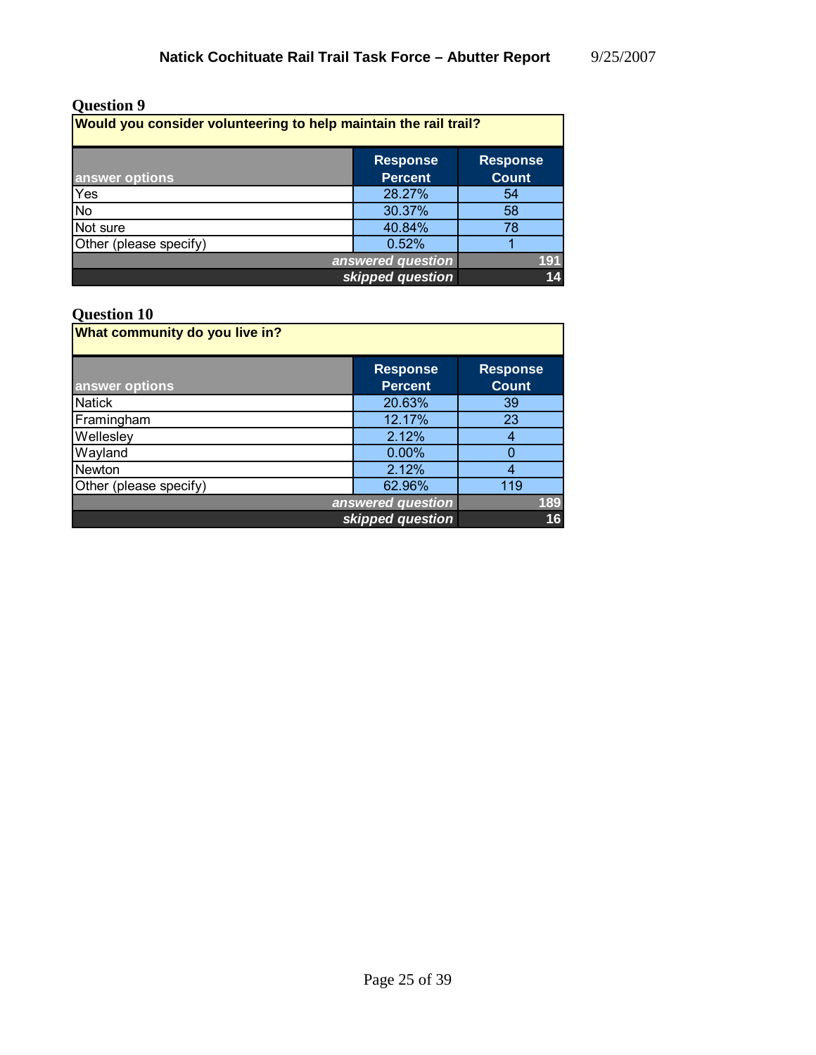### Question 9

| Would you consider volunteering to help maintain the rail trail? | | |
|---|---|---|
| answer options | Response Percent | Response Count |
| Yes | 28.27% | 54 |
| No | 30.37% | 58 |
| Not sure | 40.84% | 78 |
| Other (please specify) | 0.52% | 1 |
| | *answered question* | 191 |
| | *skipped question* | 14 |

### Question 10

| What community do you live in? | | |
|---|---|---|
| answer options | Response Percent | Response Count |
| Natick | 20.63% | 39 |
| Framingham | 12.17% | 23 |
| Wellesley | 2.12% | 4 |
| Wayland | 0.00% | 0 |
| Newton | 2.12% | 4 |
| Other (please specify) | 62.96% | 119 |
| | *answered question* | 189 |
| | *skipped question* | 16 |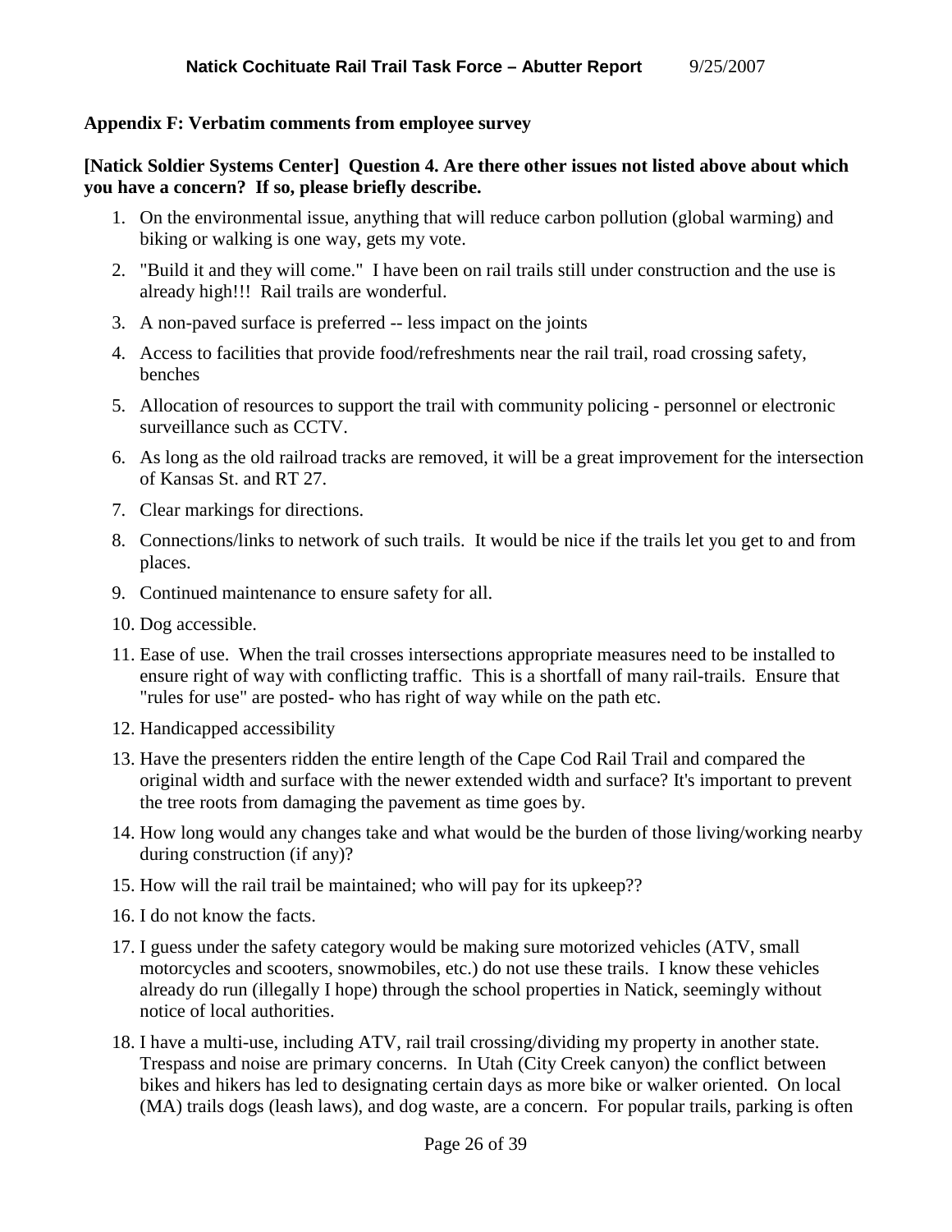### Appendix F: Verbatim comments from employee survey

**[Natick Soldier Systems Center] Question 4. Are there other issues not listed above about which you have a concern? If so, please briefly describe.**

1. On the environmental issue, anything that will reduce carbon pollution (global warming) and biking or walking is one way, gets my vote.
2. "Build it and they will come." I have been on rail trails still under construction and the use is already high!!! Rail trails are wonderful.
3. A non-paved surface is preferred -- less impact on the joints
4. Access to facilities that provide food/refreshments near the rail trail, road crossing safety, benches
5. Allocation of resources to support the trail with community policing - personnel or electronic surveillance such as CCTV.
6. As long as the old railroad tracks are removed, it will be a great improvement for the intersection of Kansas St. and RT 27.
7. Clear markings for directions.
8. Connections/links to network of such trails. It would be nice if the trails let you get to and from places.
9. Continued maintenance to ensure safety for all.
10. Dog accessible.
11. Ease of use. When the trail crosses intersections appropriate measures need to be installed to ensure right of way with conflicting traffic. This is a shortfall of many rail-trails. Ensure that "rules for use" are posted- who has right of way while on the path etc.
12. Handicapped accessibility
13. Have the presenters ridden the entire length of the Cape Cod Rail Trail and compared the original width and surface with the newer extended width and surface? It's important to prevent the tree roots from damaging the pavement as time goes by.
14. How long would any changes take and what would be the burden of those living/working nearby during construction (if any)?
15. How will the rail trail be maintained; who will pay for its upkeep??
16. I do not know the facts.
17. I guess under the safety category would be making sure motorized vehicles (ATV, small motorcycles and scooters, snowmobiles, etc.) do not use these trails. I know these vehicles already do run (illegally I hope) through the school properties in Natick, seemingly without notice of local authorities.
18. I have a multi-use, including ATV, rail trail crossing/dividing my property in another state. Trespass and noise are primary concerns. In Utah (City Creek canyon) the conflict between bikes and hikers has led to designating certain days as more bike or walker oriented. On local (MA) trails dogs (leash laws), and dog waste, are a concern. For popular trails, parking is often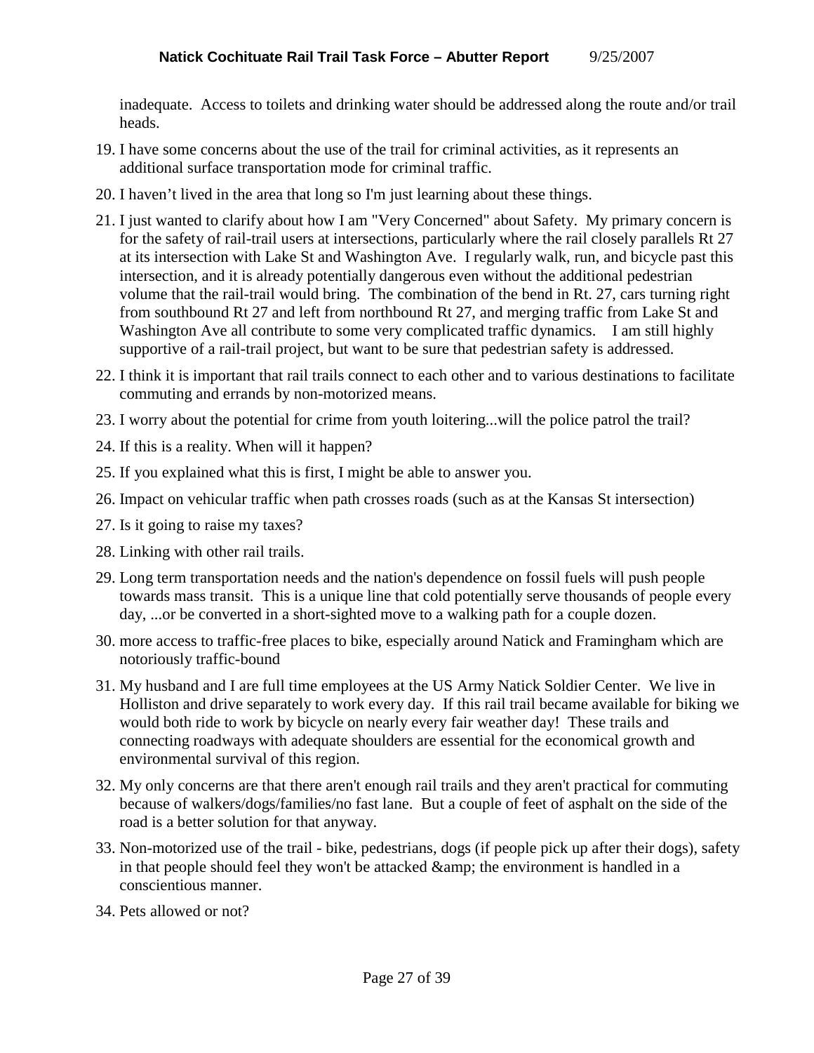inadequate. Access to toilets and drinking water should be addressed along the route and/or trail heads.

19. I have some concerns about the use of the trail for criminal activities, as it represents an additional surface transportation mode for criminal traffic.
20. I haven't lived in the area that long so I'm just learning about these things.
21. I just wanted to clarify about how I am "Very Concerned" about Safety. My primary concern is for the safety of rail-trail users at intersections, particularly where the rail closely parallels Rt 27 at its intersection with Lake St and Washington Ave. I regularly walk, run, and bicycle past this intersection, and it is already potentially dangerous even without the additional pedestrian volume that the rail-trail would bring. The combination of the bend in Rt. 27, cars turning right from southbound Rt 27 and left from northbound Rt 27, and merging traffic from Lake St and Washington Ave all contribute to some very complicated traffic dynamics. I am still highly supportive of a rail-trail project, but want to be sure that pedestrian safety is addressed.
22. I think it is important that rail trails connect to each other and to various destinations to facilitate commuting and errands by non-motorized means.
23. I worry about the potential for crime from youth loitering...will the police patrol the trail?
24. If this is a reality. When will it happen?
25. If you explained what this is first, I might be able to answer you.
26. Impact on vehicular traffic when path crosses roads (such as at the Kansas St intersection)
27. Is it going to raise my taxes?
28. Linking with other rail trails.
29. Long term transportation needs and the nation's dependence on fossil fuels will push people towards mass transit. This is a unique line that cold potentially serve thousands of people every day, ...or be converted in a short-sighted move to a walking path for a couple dozen.
30. more access to traffic-free places to bike, especially around Natick and Framingham which are notoriously traffic-bound
31. My husband and I are full time employees at the US Army Natick Soldier Center. We live in Holliston and drive separately to work every day. If this rail trail became available for biking we would both ride to work by bicycle on nearly every fair weather day! These trails and connecting roadways with adequate shoulders are essential for the economical growth and environmental survival of this region.
32. My only concerns are that there aren't enough rail trails and they aren't practical for commuting because of walkers/dogs/families/no fast lane. But a couple of feet of asphalt on the side of the road is a better solution for that anyway.
33. Non-motorized use of the trail - bike, pedestrians, dogs (if people pick up after their dogs), safety in that people should feel they won't be attacked &amp; the environment is handled in a conscientious manner.
34. Pets allowed or not?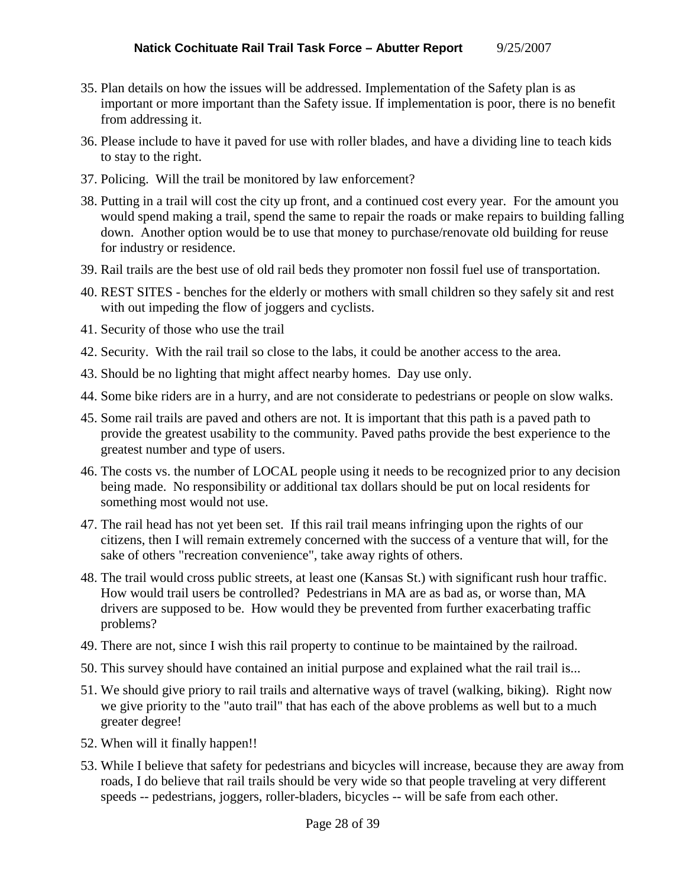35. Plan details on how the issues will be addressed. Implementation of the Safety plan is as important or more important than the Safety issue. If implementation is poor, there is no benefit from addressing it.
36. Please include to have it paved for use with roller blades, and have a dividing line to teach kids to stay to the right.
37. Policing. Will the trail be monitored by law enforcement?
38. Putting in a trail will cost the city up front, and a continued cost every year. For the amount you would spend making a trail, spend the same to repair the roads or make repairs to building falling down. Another option would be to use that money to purchase/renovate old building for reuse for industry or residence.
39. Rail trails are the best use of old rail beds they promoter non fossil fuel use of transportation.
40. REST SITES - benches for the elderly or mothers with small children so they safely sit and rest with out impeding the flow of joggers and cyclists.
41. Security of those who use the trail
42. Security. With the rail trail so close to the labs, it could be another access to the area.
43. Should be no lighting that might affect nearby homes. Day use only.
44. Some bike riders are in a hurry, and are not considerate to pedestrians or people on slow walks.
45. Some rail trails are paved and others are not. It is important that this path is a paved path to provide the greatest usability to the community. Paved paths provide the best experience to the greatest number and type of users.
46. The costs vs. the number of LOCAL people using it needs to be recognized prior to any decision being made. No responsibility or additional tax dollars should be put on local residents for something most would not use.
47. The rail head has not yet been set. If this rail trail means infringing upon the rights of our citizens, then I will remain extremely concerned with the success of a venture that will, for the sake of others "recreation convenience", take away rights of others.
48. The trail would cross public streets, at least one (Kansas St.) with significant rush hour traffic. How would trail users be controlled? Pedestrians in MA are as bad as, or worse than, MA drivers are supposed to be. How would they be prevented from further exacerbating traffic problems?
49. There are not, since I wish this rail property to continue to be maintained by the railroad.
50. This survey should have contained an initial purpose and explained what the rail trail is...
51. We should give priory to rail trails and alternative ways of travel (walking, biking). Right now we give priority to the "auto trail" that has each of the above problems as well but to a much greater degree!
52. When will it finally happen!!
53. While I believe that safety for pedestrians and bicycles will increase, because they are away from roads, I do believe that rail trails should be very wide so that people traveling at very different speeds -- pedestrians, joggers, roller-bladers, bicycles -- will be safe from each other.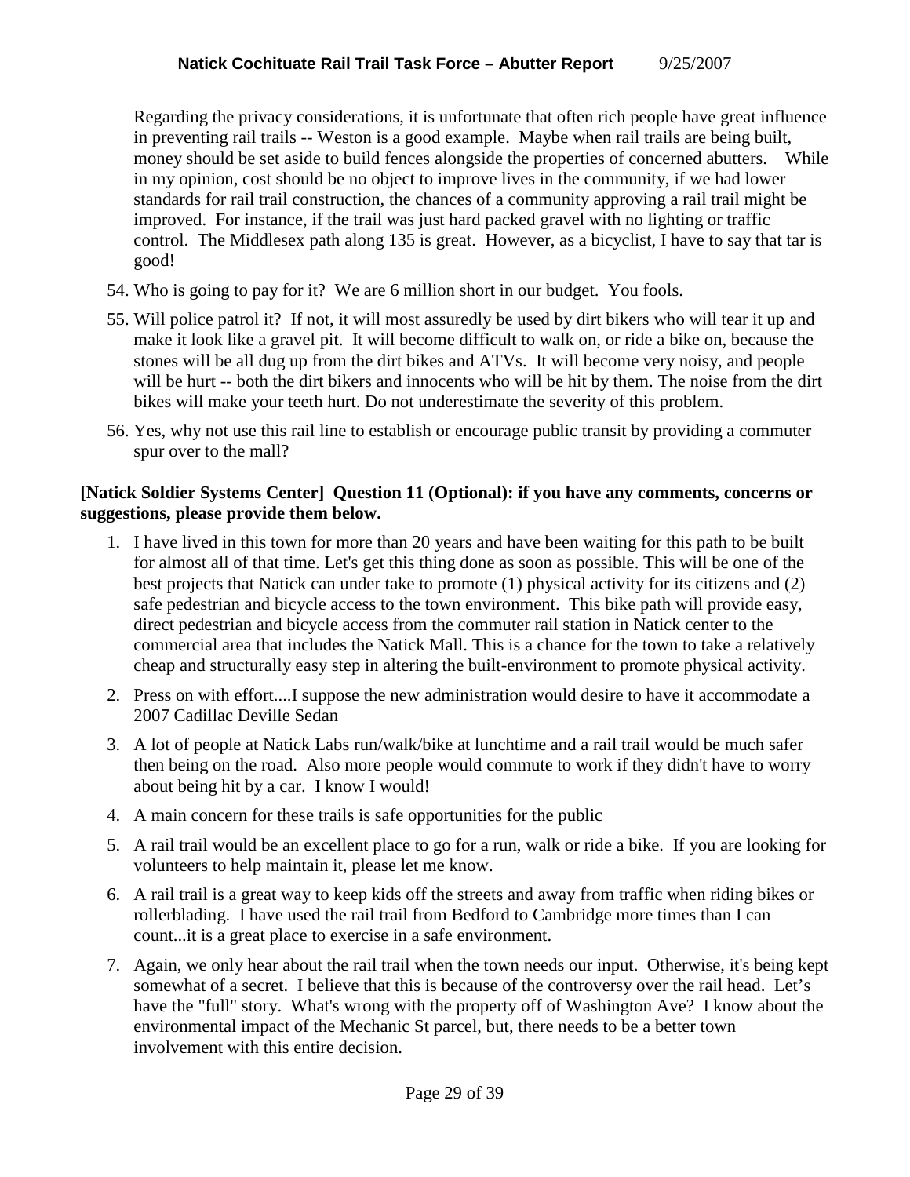Regarding the privacy considerations, it is unfortunate that often rich people have great influence in preventing rail trails -- Weston is a good example. Maybe when rail trails are being built, money should be set aside to build fences alongside the properties of concerned abutters. While in my opinion, cost should be no object to improve lives in the community, if we had lower standards for rail trail construction, the chances of a community approving a rail trail might be improved. For instance, if the trail was just hard packed gravel with no lighting or traffic control. The Middlesex path along 135 is great. However, as a bicyclist, I have to say that tar is good!

54. Who is going to pay for it? We are 6 million short in our budget. You fools.
55. Will police patrol it? If not, it will most assuredly be used by dirt bikers who will tear it up and make it look like a gravel pit. It will become difficult to walk on, or ride a bike on, because the stones will be all dug up from the dirt bikes and ATVs. It will become very noisy, and people will be hurt -- both the dirt bikers and innocents who will be hit by them. The noise from the dirt bikes will make your teeth hurt. Do not underestimate the severity of this problem.
56. Yes, why not use this rail line to establish or encourage public transit by providing a commuter spur over to the mall?

**[Natick Soldier Systems Center] Question 11 (Optional): if you have any comments, concerns or suggestions, please provide them below.**

1. I have lived in this town for more than 20 years and have been waiting for this path to be built for almost all of that time. Let's get this thing done as soon as possible. This will be one of the best projects that Natick can under take to promote (1) physical activity for its citizens and (2) safe pedestrian and bicycle access to the town environment. This bike path will provide easy, direct pedestrian and bicycle access from the commuter rail station in Natick center to the commercial area that includes the Natick Mall. This is a chance for the town to take a relatively cheap and structurally easy step in altering the built-environment to promote physical activity.
2. Press on with effort....I suppose the new administration would desire to have it accommodate a 2007 Cadillac Deville Sedan
3. A lot of people at Natick Labs run/walk/bike at lunchtime and a rail trail would be much safer then being on the road. Also more people would commute to work if they didn't have to worry about being hit by a car. I know I would!
4. A main concern for these trails is safe opportunities for the public
5. A rail trail would be an excellent place to go for a run, walk or ride a bike. If you are looking for volunteers to help maintain it, please let me know.
6. A rail trail is a great way to keep kids off the streets and away from traffic when riding bikes or rollerblading. I have used the rail trail from Bedford to Cambridge more times than I can count...it is a great place to exercise in a safe environment.
7. Again, we only hear about the rail trail when the town needs our input. Otherwise, it's being kept somewhat of a secret. I believe that this is because of the controversy over the rail head. Let's have the "full" story. What's wrong with the property off of Washington Ave? I know about the environmental impact of the Mechanic St parcel, but, there needs to be a better town involvement with this entire decision.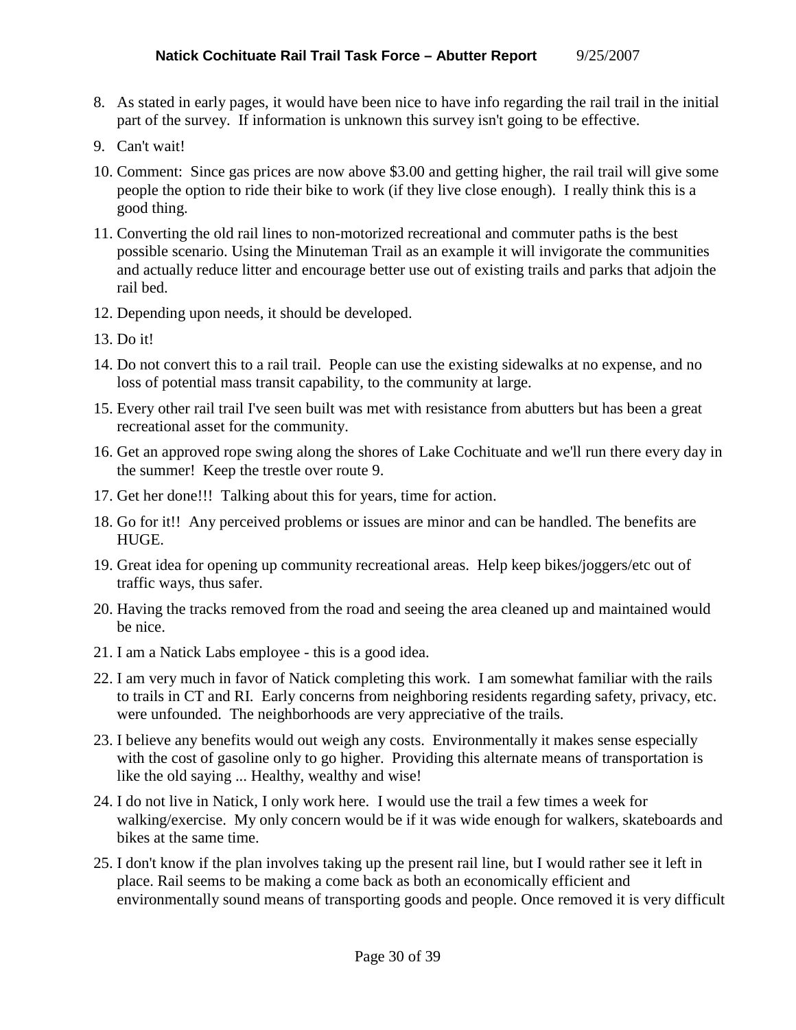8. As stated in early pages, it would have been nice to have info regarding the rail trail in the initial part of the survey. If information is unknown this survey isn't going to be effective.
9. Can't wait!
10. Comment: Since gas prices are now above $3.00 and getting higher, the rail trail will give some people the option to ride their bike to work (if they live close enough). I really think this is a good thing.
11. Converting the old rail lines to non-motorized recreational and commuter paths is the best possible scenario. Using the Minuteman Trail as an example it will invigorate the communities and actually reduce litter and encourage better use out of existing trails and parks that adjoin the rail bed.
12. Depending upon needs, it should be developed.
13. Do it!
14. Do not convert this to a rail trail. People can use the existing sidewalks at no expense, and no loss of potential mass transit capability, to the community at large.
15. Every other rail trail I've seen built was met with resistance from abutters but has been a great recreational asset for the community.
16. Get an approved rope swing along the shores of Lake Cochituate and we'll run there every day in the summer! Keep the trestle over route 9.
17. Get her done!!! Talking about this for years, time for action.
18. Go for it!! Any perceived problems or issues are minor and can be handled. The benefits are HUGE.
19. Great idea for opening up community recreational areas. Help keep bikes/joggers/etc out of traffic ways, thus safer.
20. Having the tracks removed from the road and seeing the area cleaned up and maintained would be nice.
21. I am a Natick Labs employee - this is a good idea.
22. I am very much in favor of Natick completing this work. I am somewhat familiar with the rails to trails in CT and RI. Early concerns from neighboring residents regarding safety, privacy, etc. were unfounded. The neighborhoods are very appreciative of the trails.
23. I believe any benefits would out weigh any costs. Environmentally it makes sense especially with the cost of gasoline only to go higher. Providing this alternate means of transportation is like the old saying ... Healthy, wealthy and wise!
24. I do not live in Natick, I only work here. I would use the trail a few times a week for walking/exercise. My only concern would be if it was wide enough for walkers, skateboards and bikes at the same time.
25. I don't know if the plan involves taking up the present rail line, but I would rather see it left in place. Rail seems to be making a come back as both an economically efficient and environmentally sound means of transporting goods and people. Once removed it is very difficult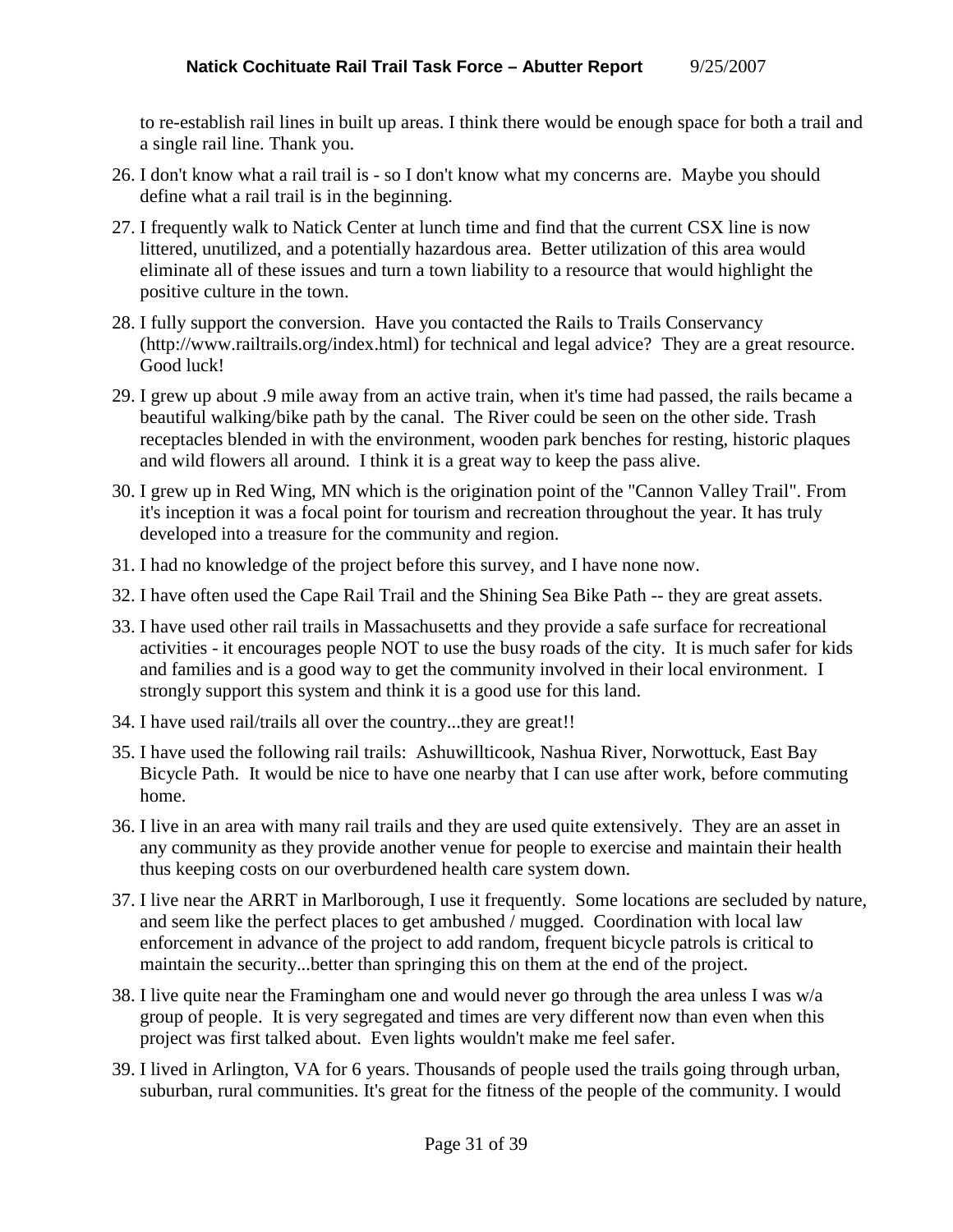to re-establish rail lines in built up areas. I think there would be enough space for both a trail and a single rail line. Thank you.

26. I don't know what a rail trail is - so I don't know what my concerns are. Maybe you should define what a rail trail is in the beginning.
27. I frequently walk to Natick Center at lunch time and find that the current CSX line is now littered, unutilized, and a potentially hazardous area. Better utilization of this area would eliminate all of these issues and turn a town liability to a resource that would highlight the positive culture in the town.
28. I fully support the conversion. Have you contacted the Rails to Trails Conservancy (http://www.railtrails.org/index.html) for technical and legal advice? They are a great resource. Good luck!
29. I grew up about .9 mile away from an active train, when it's time had passed, the rails became a beautiful walking/bike path by the canal. The River could be seen on the other side. Trash receptacles blended in with the environment, wooden park benches for resting, historic plaques and wild flowers all around. I think it is a great way to keep the pass alive.
30. I grew up in Red Wing, MN which is the origination point of the "Cannon Valley Trail". From it's inception it was a focal point for tourism and recreation throughout the year. It has truly developed into a treasure for the community and region.
31. I had no knowledge of the project before this survey, and I have none now.
32. I have often used the Cape Rail Trail and the Shining Sea Bike Path -- they are great assets.
33. I have used other rail trails in Massachusetts and they provide a safe surface for recreational activities - it encourages people NOT to use the busy roads of the city. It is much safer for kids and families and is a good way to get the community involved in their local environment. I strongly support this system and think it is a good use for this land.
34. I have used rail/trails all over the country...they are great!!
35. I have used the following rail trails: Ashuwillticook, Nashua River, Norwottuck, East Bay Bicycle Path. It would be nice to have one nearby that I can use after work, before commuting home.
36. I live in an area with many rail trails and they are used quite extensively. They are an asset in any community as they provide another venue for people to exercise and maintain their health thus keeping costs on our overburdened health care system down.
37. I live near the ARRT in Marlborough, I use it frequently. Some locations are secluded by nature, and seem like the perfect places to get ambushed / mugged. Coordination with local law enforcement in advance of the project to add random, frequent bicycle patrols is critical to maintain the security...better than springing this on them at the end of the project.
38. I live quite near the Framingham one and would never go through the area unless I was w/a group of people. It is very segregated and times are very different now than even when this project was first talked about. Even lights wouldn't make me feel safer.
39. I lived in Arlington, VA for 6 years. Thousands of people used the trails going through urban, suburban, rural communities. It's great for the fitness of the people of the community. I would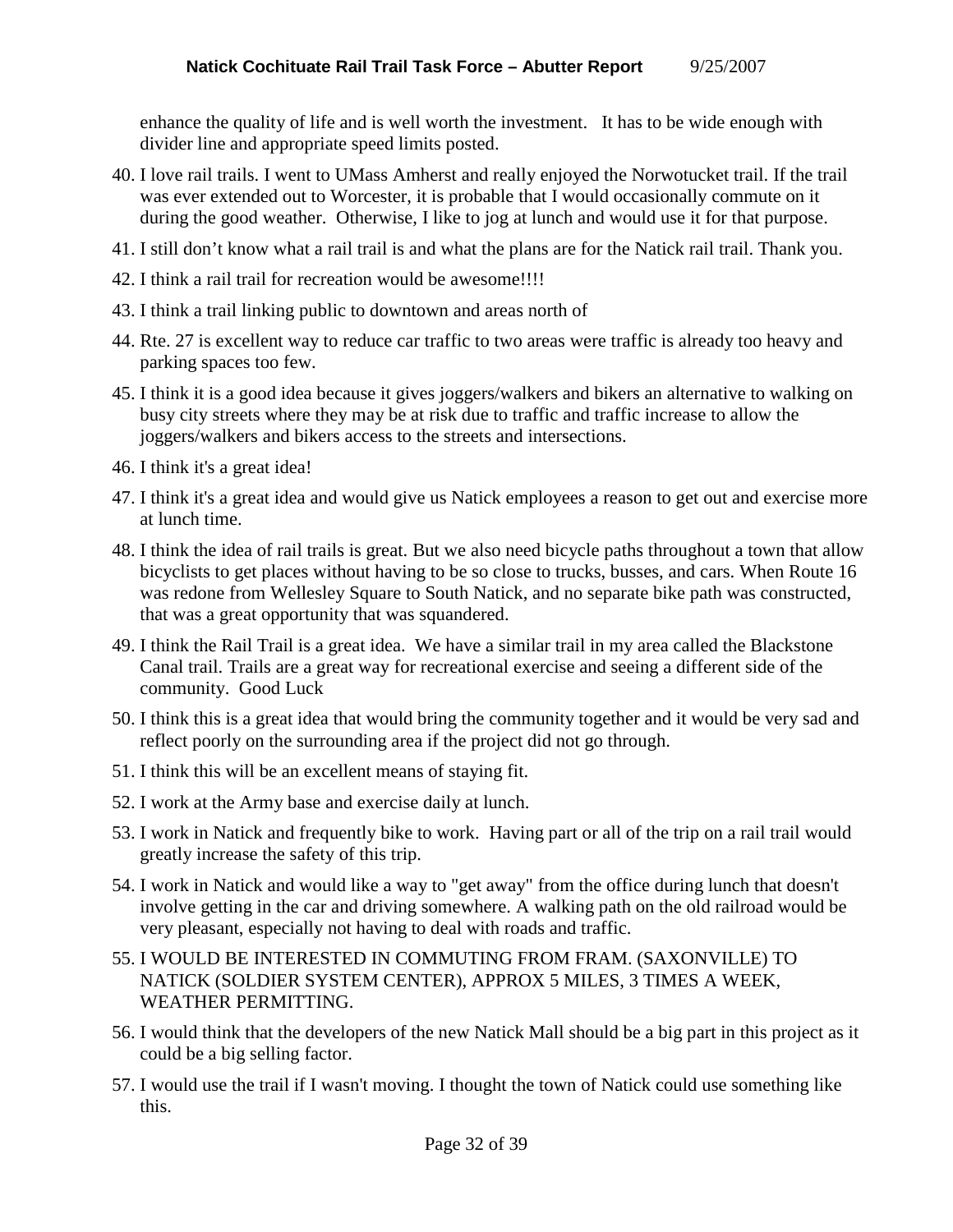enhance the quality of life and is well worth the investment.   It has to be wide enough with divider line and appropriate speed limits posted.

40. I love rail trails. I went to UMass Amherst and really enjoyed the Norwotucket trail. If the trail was ever extended out to Worcester, it is probable that I would occasionally commute on it during the good weather.  Otherwise, I like to jog at lunch and would use it for that purpose.
41. I still don't know what a rail trail is and what the plans are for the Natick rail trail. Thank you.
42. I think a rail trail for recreation would be awesome!!!!
43. I think a trail linking public to downtown and areas north of
44. Rte. 27 is excellent way to reduce car traffic to two areas were traffic is already too heavy and parking spaces too few.
45. I think it is a good idea because it gives joggers/walkers and bikers an alternative to walking on busy city streets where they may be at risk due to traffic and traffic increase to allow the joggers/walkers and bikers access to the streets and intersections.
46. I think it's a great idea!
47. I think it's a great idea and would give us Natick employees a reason to get out and exercise more at lunch time.
48. I think the idea of rail trails is great. But we also need bicycle paths throughout a town that allow bicyclists to get places without having to be so close to trucks, busses, and cars. When Route 16 was redone from Wellesley Square to South Natick, and no separate bike path was constructed, that was a great opportunity that was squandered.
49. I think the Rail Trail is a great idea.  We have a similar trail in my area called the Blackstone Canal trail. Trails are a great way for recreational exercise and seeing a different side of the community.  Good Luck
50. I think this is a great idea that would bring the community together and it would be very sad and reflect poorly on the surrounding area if the project did not go through.
51. I think this will be an excellent means of staying fit.
52. I work at the Army base and exercise daily at lunch.
53. I work in Natick and frequently bike to work.  Having part or all of the trip on a rail trail would greatly increase the safety of this trip.
54. I work in Natick and would like a way to "get away" from the office during lunch that doesn't involve getting in the car and driving somewhere. A walking path on the old railroad would be very pleasant, especially not having to deal with roads and traffic.
55. I WOULD BE INTERESTED IN COMMUTING FROM FRAM. (SAXONVILLE) TO NATICK (SOLDIER SYSTEM CENTER), APPROX 5 MILES, 3 TIMES A WEEK, WEATHER PERMITTING.
56. I would think that the developers of the new Natick Mall should be a big part in this project as it could be a big selling factor.
57. I would use the trail if I wasn't moving. I thought the town of Natick could use something like this.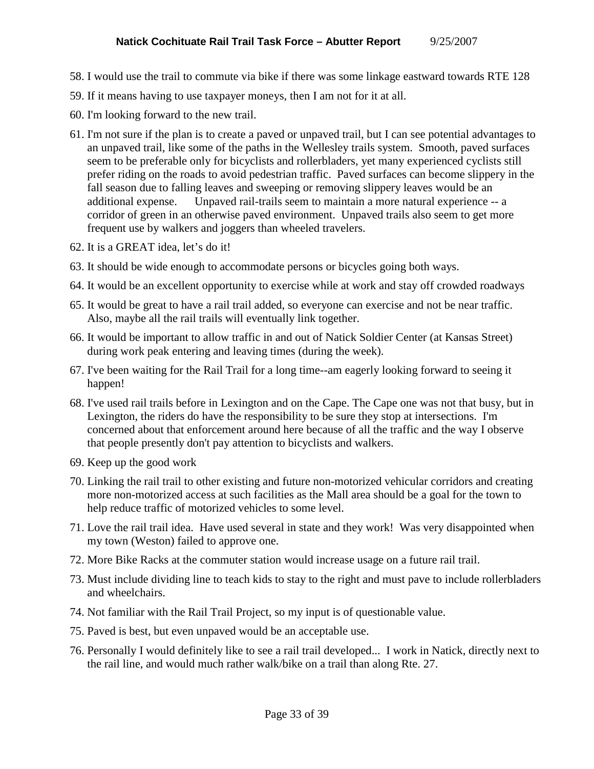58. I would use the trail to commute via bike if there was some linkage eastward towards RTE 128
59. If it means having to use taxpayer moneys, then I am not for it at all.
60. I'm looking forward to the new trail.
61. I'm not sure if the plan is to create a paved or unpaved trail, but I can see potential advantages to an unpaved trail, like some of the paths in the Wellesley trails system. Smooth, paved surfaces seem to be preferable only for bicyclists and rollerbladers, yet many experienced cyclists still prefer riding on the roads to avoid pedestrian traffic. Paved surfaces can become slippery in the fall season due to falling leaves and sweeping or removing slippery leaves would be an additional expense. Unpaved rail-trails seem to maintain a more natural experience -- a corridor of green in an otherwise paved environment. Unpaved trails also seem to get more frequent use by walkers and joggers than wheeled travelers.
62. It is a GREAT idea, let's do it!
63. It should be wide enough to accommodate persons or bicycles going both ways.
64. It would be an excellent opportunity to exercise while at work and stay off crowded roadways
65. It would be great to have a rail trail added, so everyone can exercise and not be near traffic. Also, maybe all the rail trails will eventually link together.
66. It would be important to allow traffic in and out of Natick Soldier Center (at Kansas Street) during work peak entering and leaving times (during the week).
67. I've been waiting for the Rail Trail for a long time--am eagerly looking forward to seeing it happen!
68. I've used rail trails before in Lexington and on the Cape. The Cape one was not that busy, but in Lexington, the riders do have the responsibility to be sure they stop at intersections. I'm concerned about that enforcement around here because of all the traffic and the way I observe that people presently don't pay attention to bicyclists and walkers.
69. Keep up the good work
70. Linking the rail trail to other existing and future non-motorized vehicular corridors and creating more non-motorized access at such facilities as the Mall area should be a goal for the town to help reduce traffic of motorized vehicles to some level.
71. Love the rail trail idea. Have used several in state and they work! Was very disappointed when my town (Weston) failed to approve one.
72. More Bike Racks at the commuter station would increase usage on a future rail trail.
73. Must include dividing line to teach kids to stay to the right and must pave to include rollerbladers and wheelchairs.
74. Not familiar with the Rail Trail Project, so my input is of questionable value.
75. Paved is best, but even unpaved would be an acceptable use.
76. Personally I would definitely like to see a rail trail developed... I work in Natick, directly next to the rail line, and would much rather walk/bike on a trail than along Rte. 27.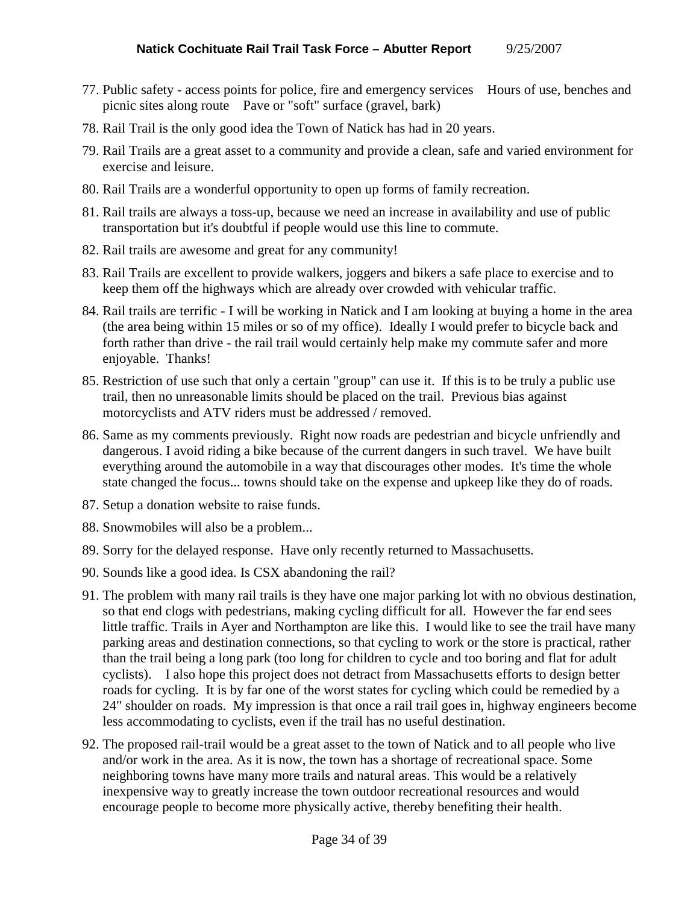77. Public safety - access points for police, fire and emergency services    Hours of use, benches and picnic sites along route    Pave or "soft" surface (gravel, bark)

78. Rail Trail is the only good idea the Town of Natick has had in 20 years.

79. Rail Trails are a great asset to a community and provide a clean, safe and varied environment for exercise and leisure.

80. Rail Trails are a wonderful opportunity to open up forms of family recreation.

81. Rail trails are always a toss-up, because we need an increase in availability and use of public transportation but it's doubtful if people would use this line to commute.

82. Rail trails are awesome and great for any community!

83. Rail Trails are excellent to provide walkers, joggers and bikers a safe place to exercise and to keep them off the highways which are already over crowded with vehicular traffic.

84. Rail trails are terrific - I will be working in Natick and I am looking at buying a home in the area (the area being within 15 miles or so of my office). Ideally I would prefer to bicycle back and forth rather than drive - the rail trail would certainly help make my commute safer and more enjoyable. Thanks!

85. Restriction of use such that only a certain "group" can use it. If this is to be truly a public use trail, then no unreasonable limits should be placed on the trail. Previous bias against motorcyclists and ATV riders must be addressed / removed.

86. Same as my comments previously. Right now roads are pedestrian and bicycle unfriendly and dangerous. I avoid riding a bike because of the current dangers in such travel. We have built everything around the automobile in a way that discourages other modes. It's time the whole state changed the focus... towns should take on the expense and upkeep like they do of roads.

87. Setup a donation website to raise funds.

88. Snowmobiles will also be a problem...

89. Sorry for the delayed response. Have only recently returned to Massachusetts.

90. Sounds like a good idea. Is CSX abandoning the rail?

91. The problem with many rail trails is they have one major parking lot with no obvious destination, so that end clogs with pedestrians, making cycling difficult for all. However the far end sees little traffic. Trails in Ayer and Northampton are like this. I would like to see the trail have many parking areas and destination connections, so that cycling to work or the store is practical, rather than the trail being a long park (too long for children to cycle and too boring and flat for adult cyclists).    I also hope this project does not detract from Massachusetts efforts to design better roads for cycling. It is by far one of the worst states for cycling which could be remedied by a 24" shoulder on roads. My impression is that once a rail trail goes in, highway engineers become less accommodating to cyclists, even if the trail has no useful destination.

92. The proposed rail-trail would be a great asset to the town of Natick and to all people who live and/or work in the area. As it is now, the town has a shortage of recreational space. Some neighboring towns have many more trails and natural areas. This would be a relatively inexpensive way to greatly increase the town outdoor recreational resources and would encourage people to become more physically active, thereby benefiting their health.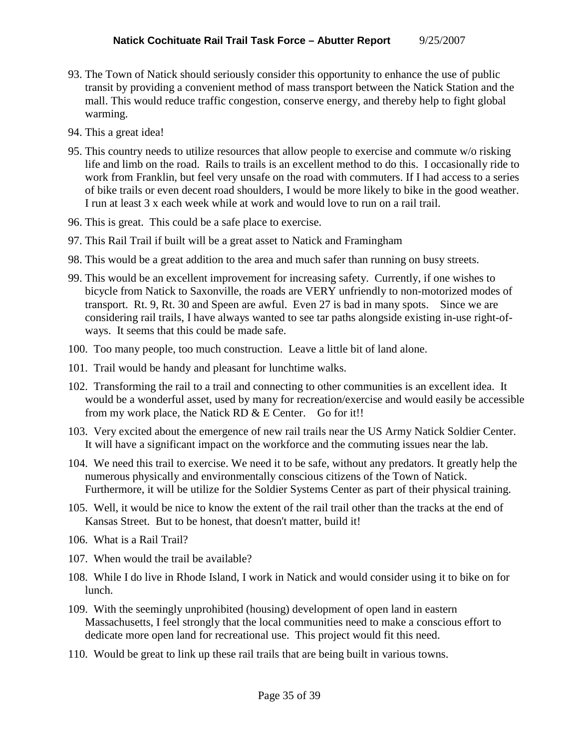93. The Town of Natick should seriously consider this opportunity to enhance the use of public transit by providing a convenient method of mass transport between the Natick Station and the mall. This would reduce traffic congestion, conserve energy, and thereby help to fight global warming.

94. This a great idea!

95. This country needs to utilize resources that allow people to exercise and commute w/o risking life and limb on the road. Rails to trails is an excellent method to do this. I occasionally ride to work from Franklin, but feel very unsafe on the road with commuters. If I had access to a series of bike trails or even decent road shoulders, I would be more likely to bike in the good weather. I run at least 3 x each week while at work and would love to run on a rail trail.

96. This is great. This could be a safe place to exercise.

97. This Rail Trail if built will be a great asset to Natick and Framingham

98. This would be a great addition to the area and much safer than running on busy streets.

99. This would be an excellent improvement for increasing safety. Currently, if one wishes to bicycle from Natick to Saxonville, the roads are VERY unfriendly to non-motorized modes of transport. Rt. 9, Rt. 30 and Speen are awful. Even 27 is bad in many spots. Since we are considering rail trails, I have always wanted to see tar paths alongside existing in-use right-of-ways. It seems that this could be made safe.

100. Too many people, too much construction. Leave a little bit of land alone.

101. Trail would be handy and pleasant for lunchtime walks.

102. Transforming the rail to a trail and connecting to other communities is an excellent idea. It would be a wonderful asset, used by many for recreation/exercise and would easily be accessible from my work place, the Natick RD & E Center. Go for it!!

103. Very excited about the emergence of new rail trails near the US Army Natick Soldier Center. It will have a significant impact on the workforce and the commuting issues near the lab.

104. We need this trail to exercise. We need it to be safe, without any predators. It greatly help the numerous physically and environmentally conscious citizens of the Town of Natick. Furthermore, it will be utilize for the Soldier Systems Center as part of their physical training.

105. Well, it would be nice to know the extent of the rail trail other than the tracks at the end of Kansas Street. But to be honest, that doesn't matter, build it!

106. What is a Rail Trail?

107. When would the trail be available?

108. While I do live in Rhode Island, I work in Natick and would consider using it to bike on for lunch.

109. With the seemingly unprohibited (housing) development of open land in eastern Massachusetts, I feel strongly that the local communities need to make a conscious effort to dedicate more open land for recreational use. This project would fit this need.

110. Would be great to link up these rail trails that are being built in various towns.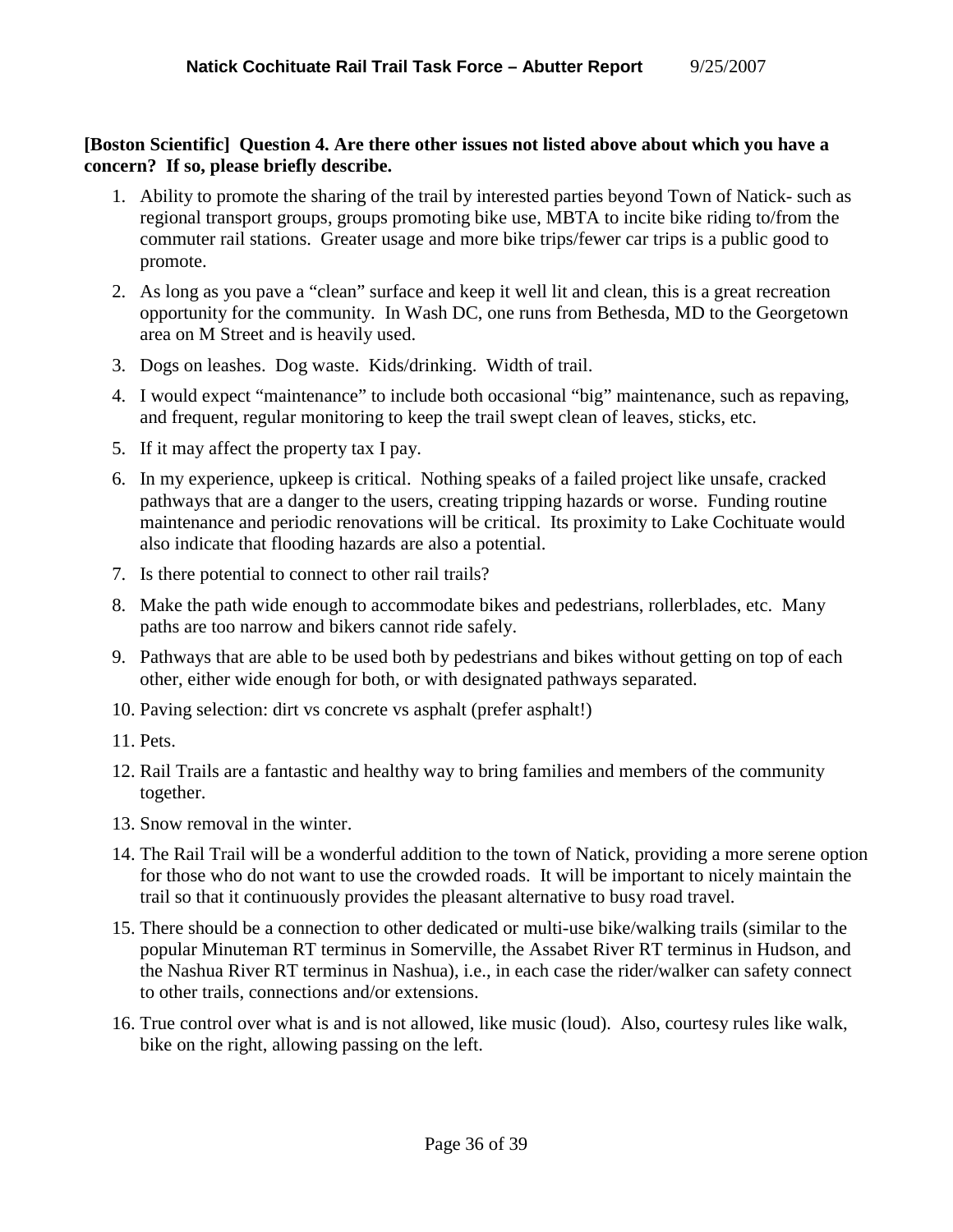**[Boston Scientific] Question 4. Are there other issues not listed above about which you have a concern? If so, please briefly describe.**

1. Ability to promote the sharing of the trail by interested parties beyond Town of Natick- such as regional transport groups, groups promoting bike use, MBTA to incite bike riding to/from the commuter rail stations. Greater usage and more bike trips/fewer car trips is a public good to promote.
2. As long as you pave a "clean" surface and keep it well lit and clean, this is a great recreation opportunity for the community. In Wash DC, one runs from Bethesda, MD to the Georgetown area on M Street and is heavily used.
3. Dogs on leashes. Dog waste. Kids/drinking. Width of trail.
4. I would expect "maintenance" to include both occasional "big" maintenance, such as repaving, and frequent, regular monitoring to keep the trail swept clean of leaves, sticks, etc.
5. If it may affect the property tax I pay.
6. In my experience, upkeep is critical. Nothing speaks of a failed project like unsafe, cracked pathways that are a danger to the users, creating tripping hazards or worse. Funding routine maintenance and periodic renovations will be critical. Its proximity to Lake Cochituate would also indicate that flooding hazards are also a potential.
7. Is there potential to connect to other rail trails?
8. Make the path wide enough to accommodate bikes and pedestrians, rollerblades, etc. Many paths are too narrow and bikers cannot ride safely.
9. Pathways that are able to be used both by pedestrians and bikes without getting on top of each other, either wide enough for both, or with designated pathways separated.
10. Paving selection: dirt vs concrete vs asphalt (prefer asphalt!)
11. Pets.
12. Rail Trails are a fantastic and healthy way to bring families and members of the community together.
13. Snow removal in the winter.
14. The Rail Trail will be a wonderful addition to the town of Natick, providing a more serene option for those who do not want to use the crowded roads. It will be important to nicely maintain the trail so that it continuously provides the pleasant alternative to busy road travel.
15. There should be a connection to other dedicated or multi-use bike/walking trails (similar to the popular Minuteman RT terminus in Somerville, the Assabet River RT terminus in Hudson, and the Nashua River RT terminus in Nashua), i.e., in each case the rider/walker can safety connect to other trails, connections and/or extensions.
16. True control over what is and is not allowed, like music (loud). Also, courtesy rules like walk, bike on the right, allowing passing on the left.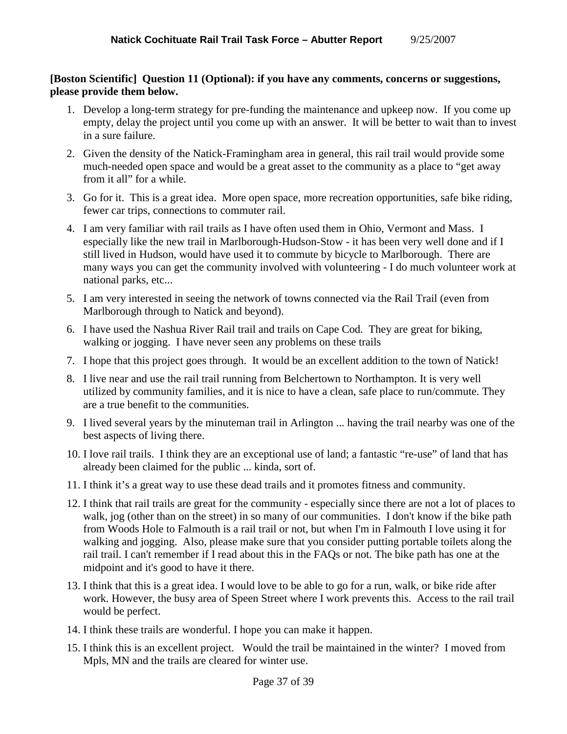**[Boston Scientific] Question 11 (Optional): if you have any comments, concerns or suggestions, please provide them below.**

1. Develop a long-term strategy for pre-funding the maintenance and upkeep now. If you come up empty, delay the project until you come up with an answer. It will be better to wait than to invest in a sure failure.
2. Given the density of the Natick-Framingham area in general, this rail trail would provide some much-needed open space and would be a great asset to the community as a place to "get away from it all" for a while.
3. Go for it. This is a great idea. More open space, more recreation opportunities, safe bike riding, fewer car trips, connections to commuter rail.
4. I am very familiar with rail trails as I have often used them in Ohio, Vermont and Mass. I especially like the new trail in Marlborough-Hudson-Stow - it has been very well done and if I still lived in Hudson, would have used it to commute by bicycle to Marlborough. There are many ways you can get the community involved with volunteering - I do much volunteer work at national parks, etc...
5. I am very interested in seeing the network of towns connected via the Rail Trail (even from Marlborough through to Natick and beyond).
6. I have used the Nashua River Rail trail and trails on Cape Cod. They are great for biking, walking or jogging. I have never seen any problems on these trails
7. I hope that this project goes through. It would be an excellent addition to the town of Natick!
8. I live near and use the rail trail running from Belchertown to Northampton. It is very well utilized by community families, and it is nice to have a clean, safe place to run/commute. They are a true benefit to the communities.
9. I lived several years by the minuteman trail in Arlington ... having the trail nearby was one of the best aspects of living there.
10. I love rail trails. I think they are an exceptional use of land; a fantastic "re-use" of land that has already been claimed for the public ... kinda, sort of.
11. I think it's a great way to use these dead trails and it promotes fitness and community.
12. I think that rail trails are great for the community - especially since there are not a lot of places to walk, jog (other than on the street) in so many of our communities. I don't know if the bike path from Woods Hole to Falmouth is a rail trail or not, but when I'm in Falmouth I love using it for walking and jogging. Also, please make sure that you consider putting portable toilets along the rail trail. I can't remember if I read about this in the FAQs or not. The bike path has one at the midpoint and it's good to have it there.
13. I think that this is a great idea. I would love to be able to go for a run, walk, or bike ride after work. However, the busy area of Speen Street where I work prevents this. Access to the rail trail would be perfect.
14. I think these trails are wonderful. I hope you can make it happen.
15. I think this is an excellent project. Would the trail be maintained in the winter? I moved from Mpls, MN and the trails are cleared for winter use.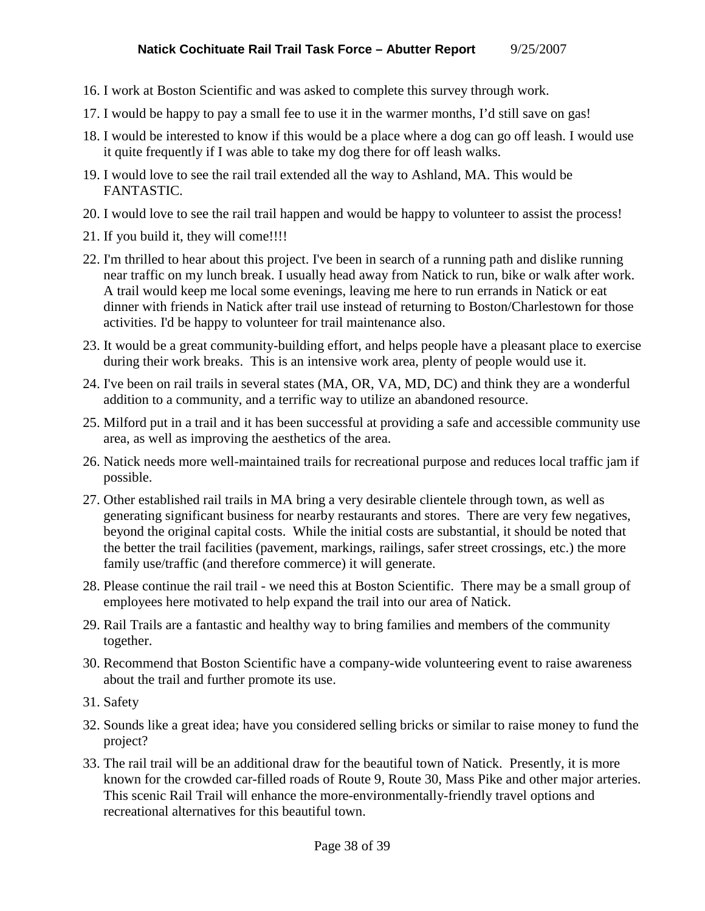16. I work at Boston Scientific and was asked to complete this survey through work.
17. I would be happy to pay a small fee to use it in the warmer months, I'd still save on gas!
18. I would be interested to know if this would be a place where a dog can go off leash. I would use it quite frequently if I was able to take my dog there for off leash walks.
19. I would love to see the rail trail extended all the way to Ashland, MA. This would be FANTASTIC.
20. I would love to see the rail trail happen and would be happy to volunteer to assist the process!
21. If you build it, they will come!!!!
22. I'm thrilled to hear about this project. I've been in search of a running path and dislike running near traffic on my lunch break. I usually head away from Natick to run, bike or walk after work. A trail would keep me local some evenings, leaving me here to run errands in Natick or eat dinner with friends in Natick after trail use instead of returning to Boston/Charlestown for those activities. I'd be happy to volunteer for trail maintenance also.
23. It would be a great community-building effort, and helps people have a pleasant place to exercise during their work breaks. This is an intensive work area, plenty of people would use it.
24. I've been on rail trails in several states (MA, OR, VA, MD, DC) and think they are a wonderful addition to a community, and a terrific way to utilize an abandoned resource.
25. Milford put in a trail and it has been successful at providing a safe and accessible community use area, as well as improving the aesthetics of the area.
26. Natick needs more well-maintained trails for recreational purpose and reduces local traffic jam if possible.
27. Other established rail trails in MA bring a very desirable clientele through town, as well as generating significant business for nearby restaurants and stores. There are very few negatives, beyond the original capital costs. While the initial costs are substantial, it should be noted that the better the trail facilities (pavement, markings, railings, safer street crossings, etc.) the more family use/traffic (and therefore commerce) it will generate.
28. Please continue the rail trail - we need this at Boston Scientific. There may be a small group of employees here motivated to help expand the trail into our area of Natick.
29. Rail Trails are a fantastic and healthy way to bring families and members of the community together.
30. Recommend that Boston Scientific have a company-wide volunteering event to raise awareness about the trail and further promote its use.
31. Safety
32. Sounds like a great idea; have you considered selling bricks or similar to raise money to fund the project?
33. The rail trail will be an additional draw for the beautiful town of Natick. Presently, it is more known for the crowded car-filled roads of Route 9, Route 30, Mass Pike and other major arteries. This scenic Rail Trail will enhance the more-environmentally-friendly travel options and recreational alternatives for this beautiful town.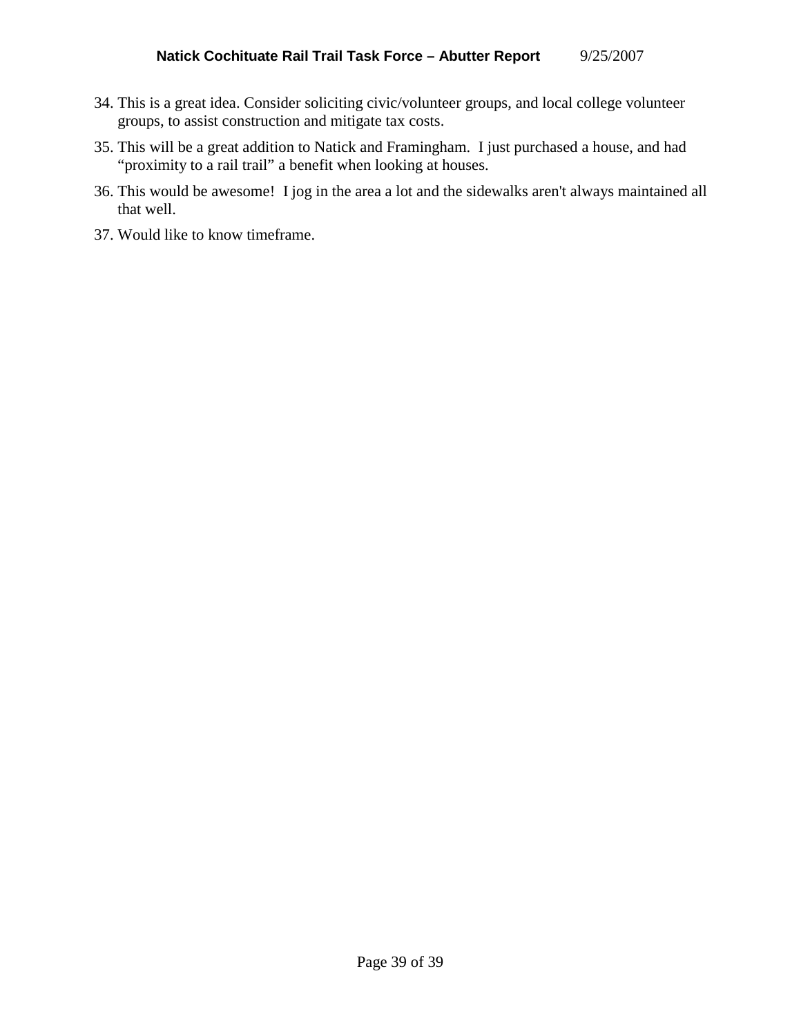34. This is a great idea. Consider soliciting civic/volunteer groups, and local college volunteer groups, to assist construction and mitigate tax costs.
35. This will be a great addition to Natick and Framingham. I just purchased a house, and had "proximity to a rail trail" a benefit when looking at houses.
36. This would be awesome! I jog in the area a lot and the sidewalks aren't always maintained all that well.
37. Would like to know timeframe.